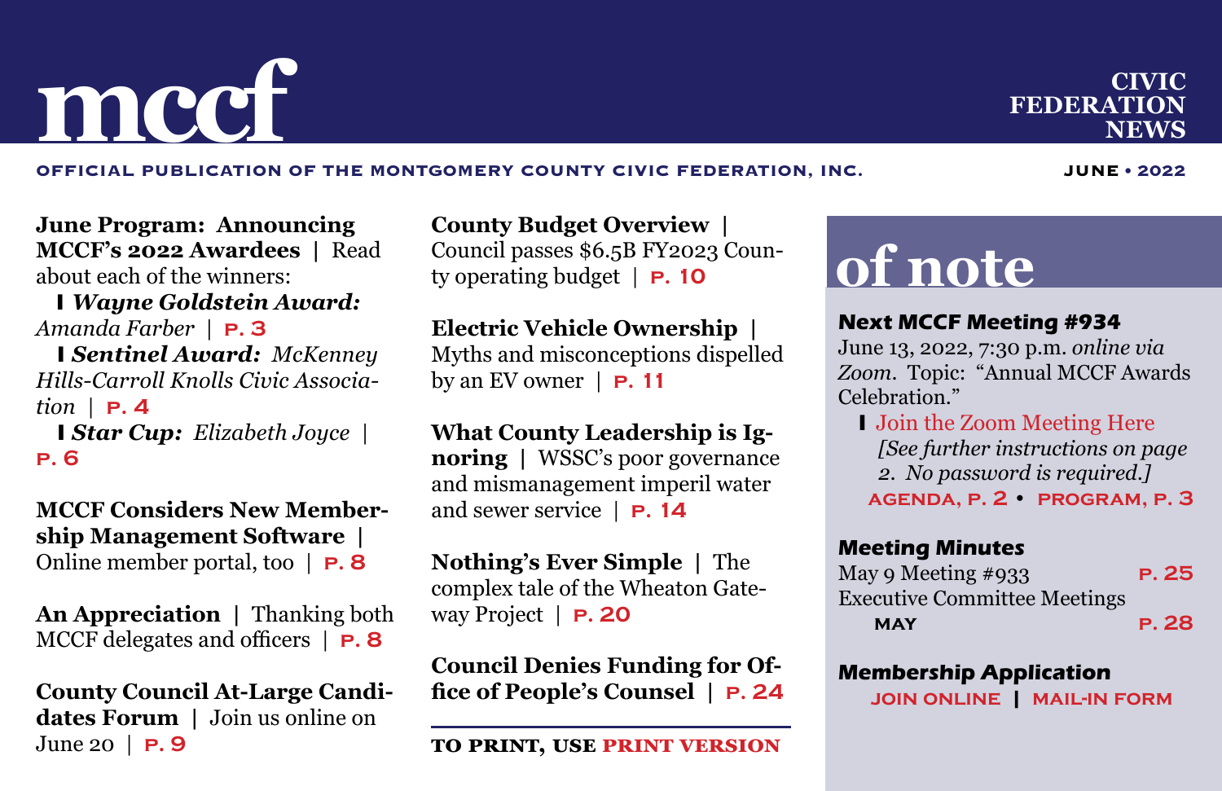# mccf

**CIVIC FEDERATION NEWS**

**OFFICIAL PUBLICATION OF THE MONTGOMERY COUNTY CIVIC FEDERATION, INC.**

**JUNE • 2022**

**June Program: Announcing MCCF's 2022 Awardees** | Read about each of the winners:

- ***Wayne Goldstein Award:*** *Amanda Farber* | **P. 3**
- ***Sentinel Award:*** *McKenney Hills-Carroll Knolls Civic Association* | **P. 4**
- ***Star Cup:*** *Elizabeth Joyce* | **P. 6**

**MCCF Considers New Membership Management Software** | Online member portal, too | **P. 8**

**An Appreciation** | Thanking both MCCF delegates and officers | **P. 8**

**County Council At-Large Candidates Forum** | Join us online on June 20 | **P. 9**

**County Budget Overview** | Council passes $6.5B FY2023 County operating budget | **P. 10**

**Electric Vehicle Ownership** | Myths and misconceptions dispelled by an EV owner | **P. 11**

**What County Leadership is Ignoring** | WSSC's poor governance and mismanagement imperil water and sewer service | **P. 14**

**Nothing's Ever Simple** | The complex tale of the Wheaton Gateway Project | **P. 20**

**Council Denies Funding for Office of People's Counsel** | **P. 24**

**TO PRINT, USE PRINT VERSION**

## of note

### Next MCCF Meeting #934

June 13, 2022, 7:30 p.m. *online via Zoom*. Topic: "Annual MCCF Awards Celebration."

- Join the Zoom Meeting Here
  *[See further instructions on page 2. No password is required.]*

**AGENDA, P. 2 • PROGRAM, P. 3**

### Meeting Minutes

May 9 Meeting #933 — **P. 25**

Executive Committee Meetings
**MAY** — **P. 28**

### Membership Application

**JOIN ONLINE | MAIL-IN FORM**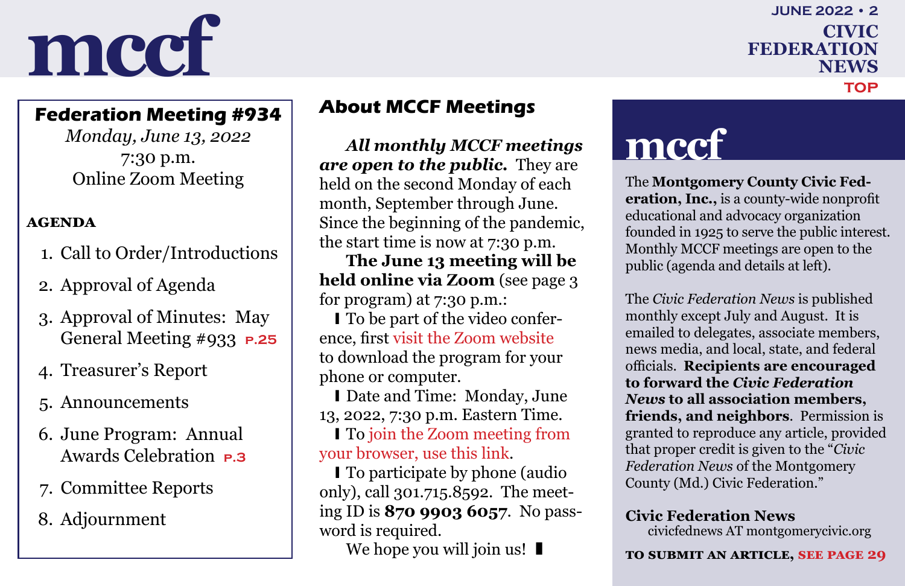## Federation Meeting #934

*Monday, June 13, 2022*
7:30 p.m.
Online Zoom Meeting

**AGENDA**

1. Call to Order/Introductions
2. Approval of Agenda
3. Approval of Minutes: May General Meeting #933 **P.25**
4. Treasurer's Report
5. Announcements
6. June Program: Annual Awards Celebration **P.3**
7. Committee Reports
8. Adjournment

## About MCCF Meetings

***All monthly MCCF meetings are open to the public.*** They are held on the second Monday of each month, September through June. Since the beginning of the pandemic, the start time is now at 7:30 p.m.

**The June 13 meeting will be held online via Zoom** (see page 3 for program) at 7:30 p.m.:

- To be part of the video conference, first visit the Zoom website to download the program for your phone or computer.
- Date and Time: Monday, June 13, 2022, 7:30 p.m. Eastern Time.
- To join the Zoom meeting from your browser, use this link.
- To participate by phone (audio only), call 301.715.8592. The meeting ID is **870 9903 6057**. No password is required.

We hope you will join us!

## mccf

The **Montgomery County Civic Federation, Inc.,** is a county-wide nonprofit educational and advocacy organization founded in 1925 to serve the public interest. Monthly MCCF meetings are open to the public (agenda and details at left).

The *Civic Federation News* is published monthly except July and August. It is emailed to delegates, associate members, news media, and local, state, and federal officials. **Recipients are encouraged to forward the *Civic Federation News* to all association members, friends, and neighbors**. Permission is granted to reproduce any article, provided that proper credit is given to the "*Civic Federation News* of the Montgomery County (Md.) Civic Federation."

**Civic Federation News**
civicfednews AT montgomerycivic.org

**TO SUBMIT AN ARTICLE, SEE PAGE 29**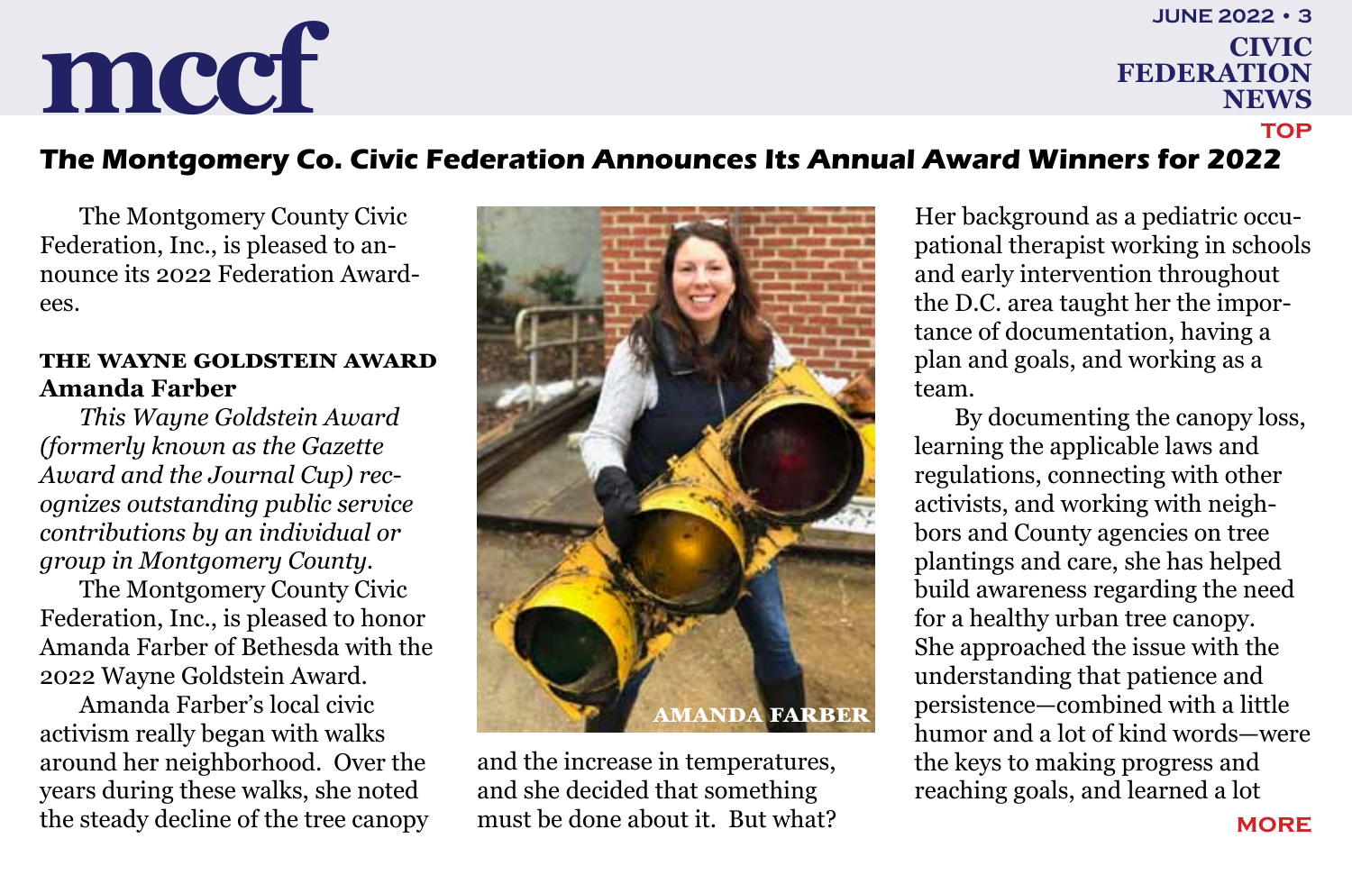## The Montgomery Co. Civic Federation Announces Its Annual Award Winners for 2022

The Montgomery County Civic Federation, Inc., is pleased to announce its 2022 Federation Awardees.

### THE WAYNE GOLDSTEIN AWARD
**Amanda Farber**

*This Wayne Goldstein Award (formerly known as the Gazette Award and the Journal Cup) recognizes outstanding public service contributions by an individual or group in Montgomery County.*

The Montgomery County Civic Federation, Inc., is pleased to honor Amanda Farber of Bethesda with the 2022 Wayne Goldstein Award.

Amanda Farber's local civic activism really began with walks around her neighborhood. Over the years during these walks, she noted the steady decline of the tree canopy and the increase in temperatures, and she decided that something must be done about it. But what?

AMANDA FARBER

Her background as a pediatric occupational therapist working in schools and early intervention throughout the D.C. area taught her the importance of documentation, having a plan and goals, and working as a team.

By documenting the canopy loss, learning the applicable laws and regulations, connecting with other activists, and working with neighbors and County agencies on tree plantings and care, she has helped build awareness regarding the need for a healthy urban tree canopy. She approached the issue with the understanding that patience and persistence—combined with a little humor and a lot of kind words—were the keys to making progress and reaching goals, and learned a lot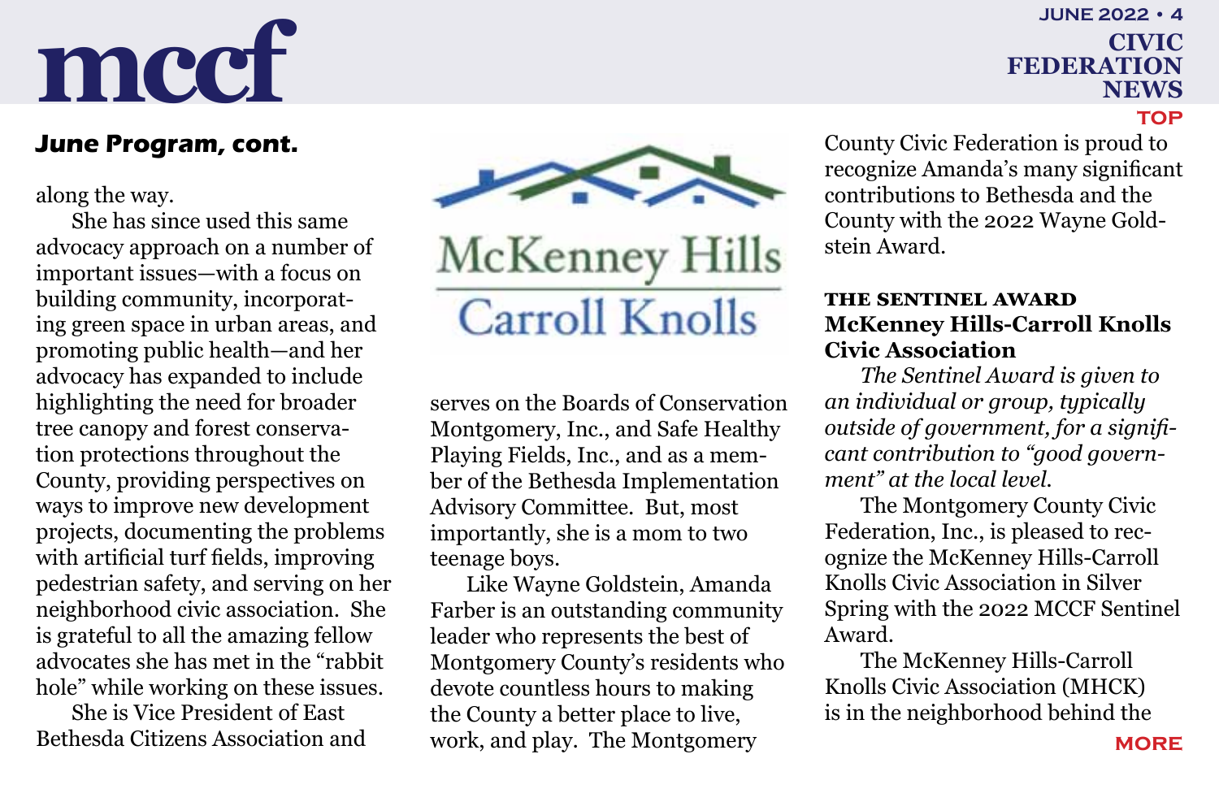## June Program, cont.

along the way.

She has since used this same advocacy approach on a number of important issues—with a focus on building community, incorporating green space in urban areas, and promoting public health—and her advocacy has expanded to include highlighting the need for broader tree canopy and forest conservation protections throughout the County, providing perspectives on ways to improve new development projects, documenting the problems with artificial turf fields, improving pedestrian safety, and serving on her neighborhood civic association. She is grateful to all the amazing fellow advocates she has met in the "rabbit hole" while working on these issues.

She is Vice President of East Bethesda Citizens Association and serves on the Boards of Conservation Montgomery, Inc., and Safe Healthy Playing Fields, Inc., and as a member of the Bethesda Implementation Advisory Committee. But, most importantly, she is a mom to two teenage boys.

Like Wayne Goldstein, Amanda Farber is an outstanding community leader who represents the best of Montgomery County's residents who devote countless hours to making the County a better place to live, work, and play. The Montgomery County Civic Federation is proud to recognize Amanda's many significant contributions to Bethesda and the County with the 2022 Wayne Goldstein Award.

### THE SENTINEL AWARD
### McKenney Hills-Carroll Knolls Civic Association

*The Sentinel Award is given to an individual or group, typically outside of government, for a significant contribution to "good government" at the local level.*

The Montgomery County Civic Federation, Inc., is pleased to recognize the McKenney Hills-Carroll Knolls Civic Association in Silver Spring with the 2022 MCCF Sentinel Award.

The McKenney Hills-Carroll Knolls Civic Association (MHCK) is in the neighborhood behind the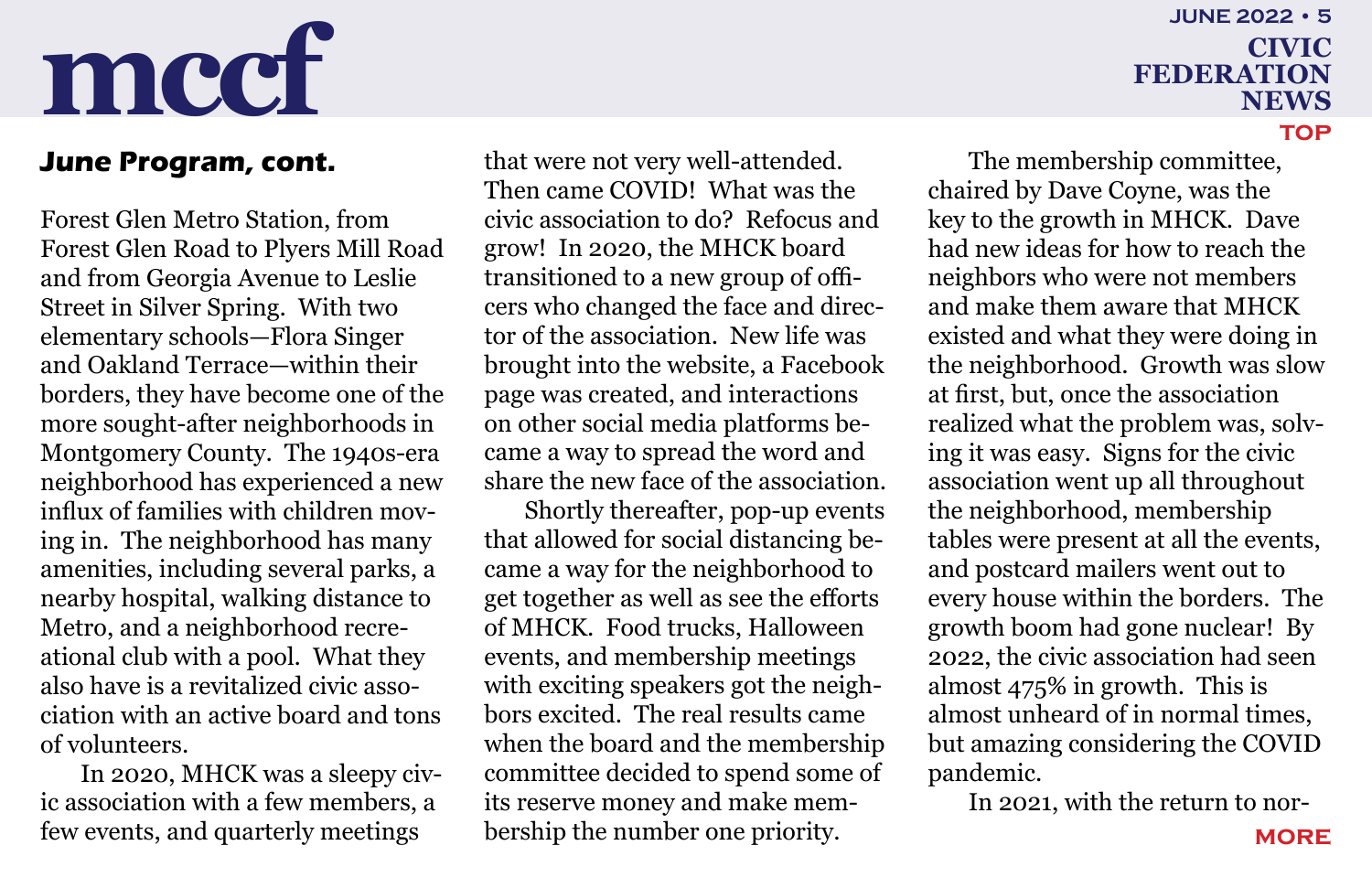## June Program, cont.

Forest Glen Metro Station, from Forest Glen Road to Plyers Mill Road and from Georgia Avenue to Leslie Street in Silver Spring. With two elementary schools—Flora Singer and Oakland Terrace—within their borders, they have become one of the more sought-after neighborhoods in Montgomery County. The 1940s-era neighborhood has experienced a new influx of families with children moving in. The neighborhood has many amenities, including several parks, a nearby hospital, walking distance to Metro, and a neighborhood recreational club with a pool. What they also have is a revitalized civic association with an active board and tons of volunteers.

In 2020, MHCK was a sleepy civic association with a few members, a few events, and quarterly meetings that were not very well-attended. Then came COVID! What was the civic association to do? Refocus and grow! In 2020, the MHCK board transitioned to a new group of officers who changed the face and director of the association. New life was brought into the website, a Facebook page was created, and interactions on other social media platforms became a way to spread the word and share the new face of the association.

Shortly thereafter, pop-up events that allowed for social distancing became a way for the neighborhood to get together as well as see the efforts of MHCK. Food trucks, Halloween events, and membership meetings with exciting speakers got the neighbors excited. The real results came when the board and the membership committee decided to spend some of its reserve money and make membership the number one priority.

The membership committee, chaired by Dave Coyne, was the key to the growth in MHCK. Dave had new ideas for how to reach the neighbors who were not members and make them aware that MHCK existed and what they were doing in the neighborhood. Growth was slow at first, but, once the association realized what the problem was, solving it was easy. Signs for the civic association went up all throughout the neighborhood, membership tables were present at all the events, and postcard mailers went out to every house within the borders. The growth boom had gone nuclear! By 2022, the civic association had seen almost 475% in growth. This is almost unheard of in normal times, but amazing considering the COVID pandemic.

In 2021, with the return to nor-

MORE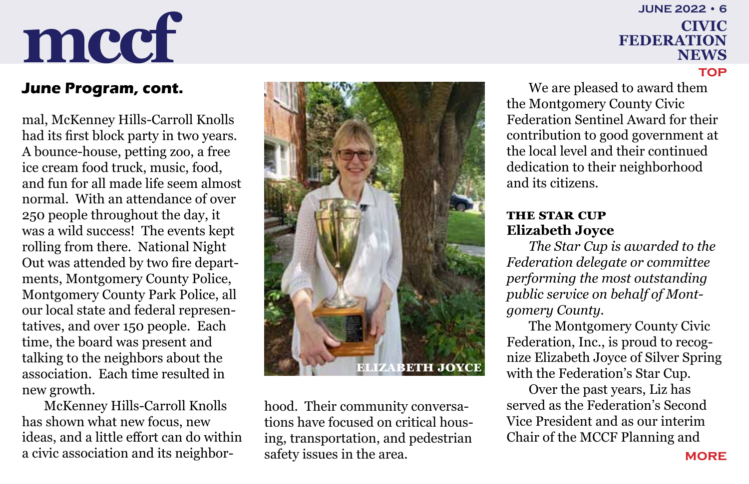## June Program, cont.

mal, McKenney Hills-Carroll Knolls had its first block party in two years. A bounce-house, petting zoo, a free ice cream food truck, music, food, and fun for all made life seem almost normal. With an attendance of over 250 people throughout the day, it was a wild success! The events kept rolling from there. National Night Out was attended by two fire departments, Montgomery County Police, Montgomery County Park Police, all our local state and federal representatives, and over 150 people. Each time, the board was present and talking to the neighbors about the association. Each time resulted in new growth.

McKenney Hills-Carroll Knolls has shown what new focus, new ideas, and a little effort can do within a civic association and its neighborhood. Their community conversations have focused on critical housing, transportation, and pedestrian safety issues in the area.

ELIZABETH JOYCE

We are pleased to award them the Montgomery County Civic Federation Sentinel Award for their contribution to good government at the local level and their continued dedication to their neighborhood and its citizens.

### THE STAR CUP
**Elizabeth Joyce**

*The Star Cup is awarded to the Federation delegate or committee performing the most outstanding public service on behalf of Montgomery County.*

The Montgomery County Civic Federation, Inc., is proud to recognize Elizabeth Joyce of Silver Spring with the Federation's Star Cup.

Over the past years, Liz has served as the Federation's Second Vice President and as our interim Chair of the MCCF Planning and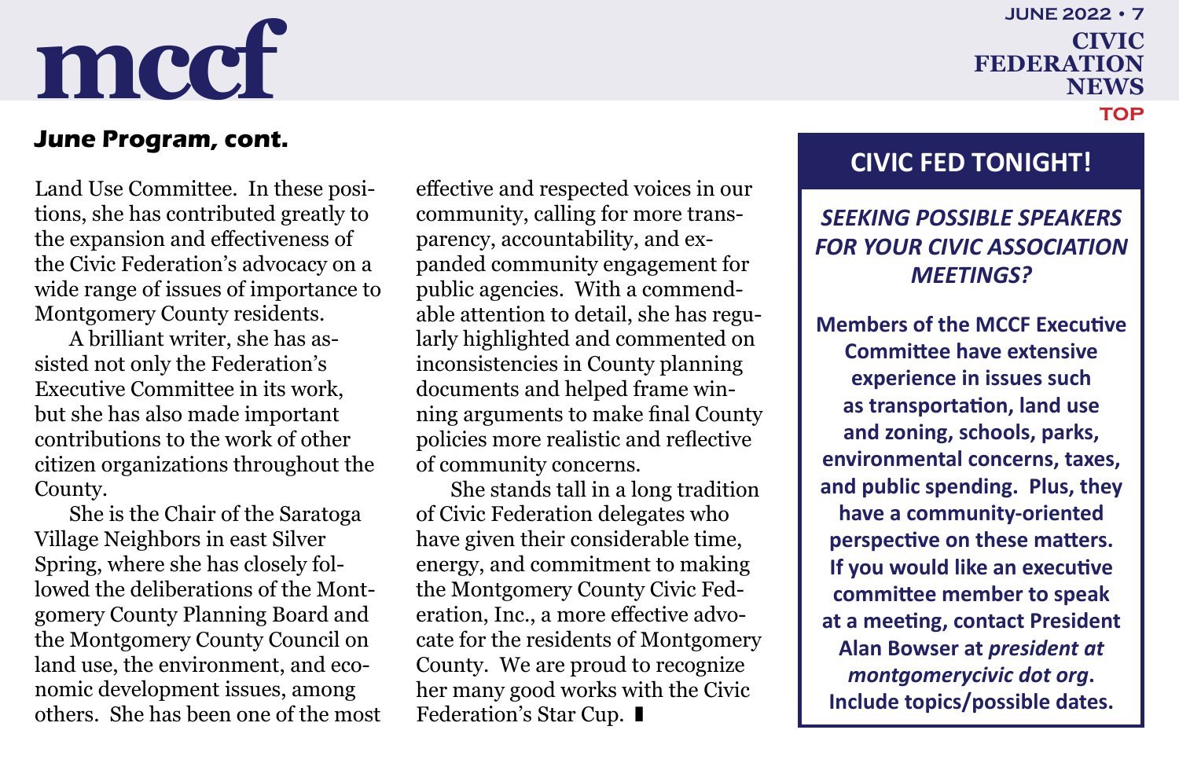## June Program, cont.

Land Use Committee. In these positions, she has contributed greatly to the expansion and effectiveness of the Civic Federation's advocacy on a wide range of issues of importance to Montgomery County residents.

A brilliant writer, she has assisted not only the Federation's Executive Committee in its work, but she has also made important contributions to the work of other citizen organizations throughout the County.

She is the Chair of the Saratoga Village Neighbors in east Silver Spring, where she has closely followed the deliberations of the Montgomery County Planning Board and the Montgomery County Council on land use, the environment, and economic development issues, among others. She has been one of the most effective and respected voices in our community, calling for more transparency, accountability, and expanded community engagement for public agencies. With a commendable attention to detail, she has regularly highlighted and commented on inconsistencies in County planning documents and helped frame winning arguments to make final County policies more realistic and reflective of community concerns.

She stands tall in a long tradition of Civic Federation delegates who have given their considerable time, energy, and commitment to making the Montgomery County Civic Federation, Inc., a more effective advocate for the residents of Montgomery County. We are proud to recognize her many good works with the Civic Federation's Star Cup. ∎

## CIVIC FED TONIGHT!

***SEEKING POSSIBLE SPEAKERS FOR YOUR CIVIC ASSOCIATION MEETINGS?***

**Members of the MCCF Executive Committee have extensive experience in issues such as transportation, land use and zoning, schools, parks, environmental concerns, taxes, and public spending. Plus, they have a community-oriented perspective on these matters. If you would like an executive committee member to speak at a meeting, contact President Alan Bowser at *president at montgomerycivic dot org*. Include topics/possible dates.**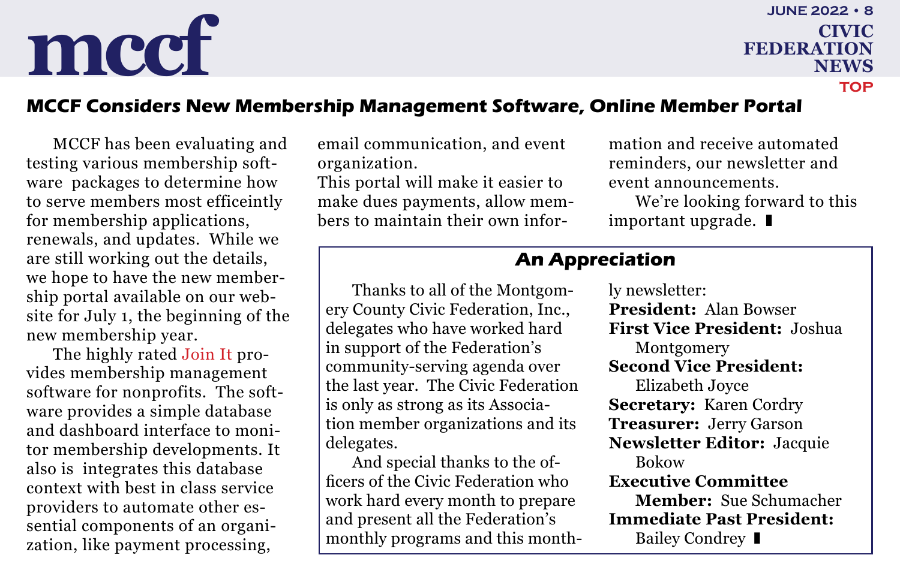## MCCF Considers New Membership Management Software, Online Member Portal

MCCF has been evaluating and testing various membership software packages to determine how to serve members most efficeintly for membership applications, renewals, and updates. While we are still working out the details, we hope to have the new membership portal available on our website for July 1, the beginning of the new membership year.

The highly rated Join It provides membership management software for nonprofits. The software provides a simple database and dashboard interface to monitor membership developments. It also is integrates this database context with best in class service providers to automate other essential components of an organization, like payment processing, email communication, and event organization.

This portal will make it easier to make dues payments, allow members to maintain their own information and receive automated reminders, our newsletter and event announcements.

We're looking forward to this important upgrade. ∎

## An Appreciation

Thanks to all of the Montgomery County Civic Federation, Inc., delegates who have worked hard in support of the Federation's community-serving agenda over the last year. The Civic Federation is only as strong as its Association member organizations and its delegates.

And special thanks to the officers of the Civic Federation who work hard every month to prepare and present all the Federation's monthly programs and this monthly newsletter:

**President:** Alan Bowser
**First Vice President:** Joshua Montgomery
**Second Vice President:** Elizabeth Joyce
**Secretary:** Karen Cordry
**Treasurer:** Jerry Garson
**Newsletter Editor:** Jacquie Bokow
**Executive Committee Member:** Sue Schumacher
**Immediate Past President:** Bailey Condrey ∎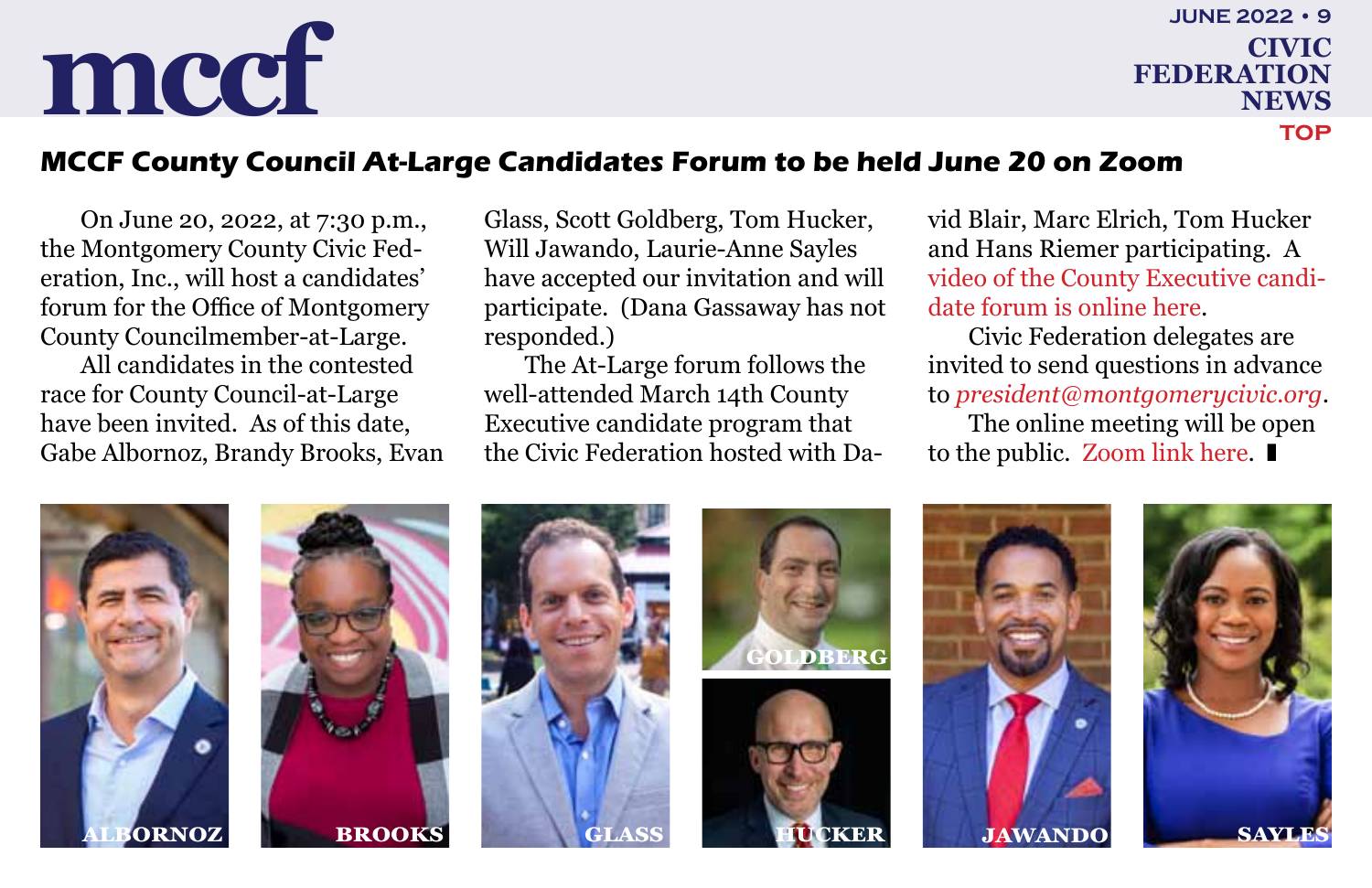## MCCF County Council At-Large Candidates Forum to be held June 20 on Zoom

On June 20, 2022, at 7:30 p.m., the Montgomery County Civic Federation, Inc., will host a candidates' forum for the Office of Montgomery County Councilmember-at-Large.

All candidates in the contested race for County Council-at-Large have been invited. As of this date, Gabe Albornoz, Brandy Brooks, Evan Glass, Scott Goldberg, Tom Hucker, Will Jawando, Laurie-Anne Sayles have accepted our invitation and will participate. (Dana Gassaway has not responded.)

The At-Large forum follows the well-attended March 14th County Executive candidate program that the Civic Federation hosted with David Blair, Marc Elrich, Tom Hucker and Hans Riemer participating. A video of the County Executive candidate forum is online here.

Civic Federation delegates are invited to send questions in advance to *president@montgomerycivic.org*.

The online meeting will be open to the public. Zoom link here. ∎

ALBORNOZ

BROOKS

GLASS

GOLDBERG

HUCKER

JAWANDO

SAYLES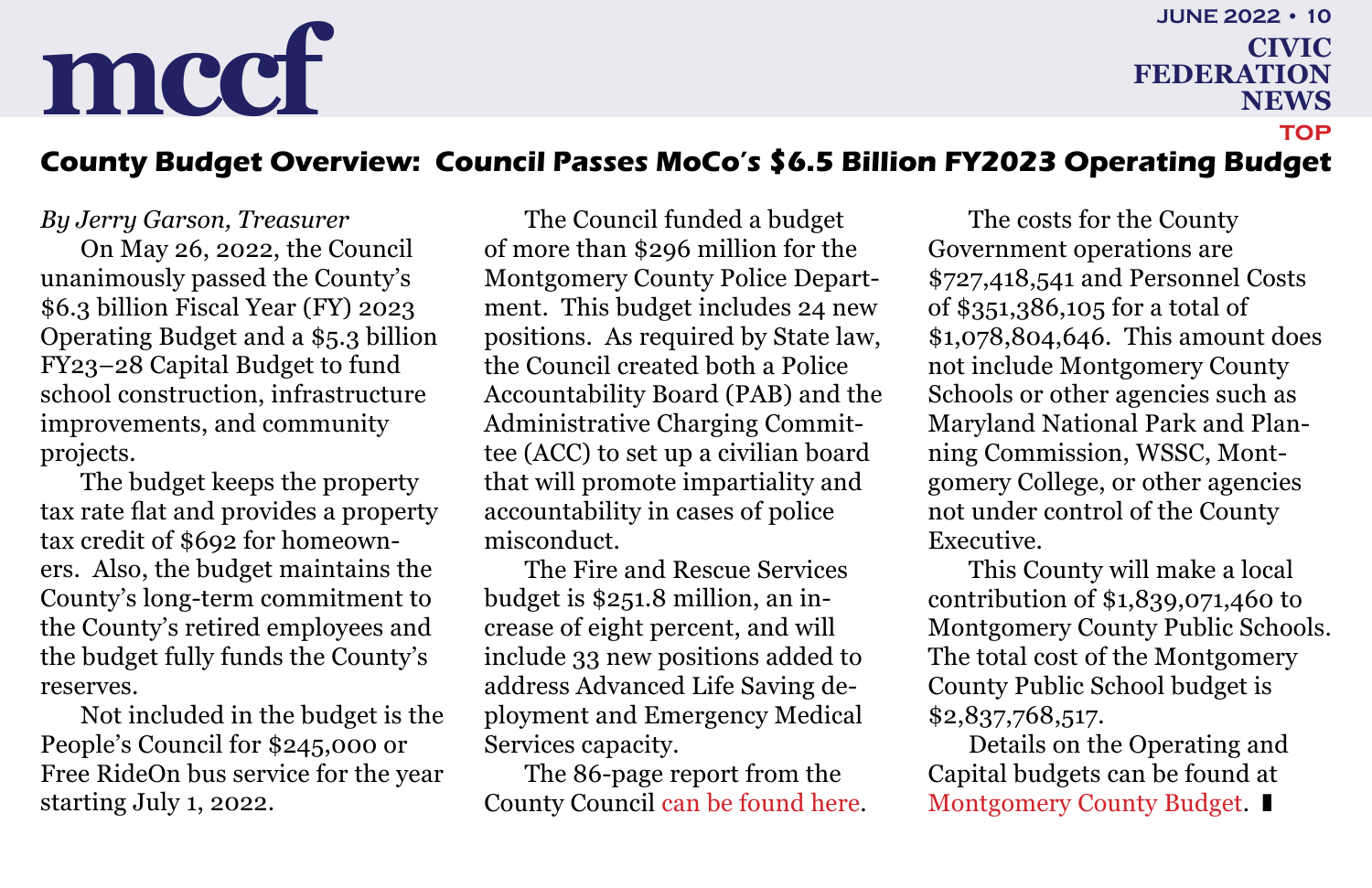## County Budget Overview: Council Passes MoCo's $6.5 Billion FY2023 Operating Budget

*By Jerry Garson, Treasurer*

On May 26, 2022, the Council unanimously passed the County's $6.3 billion Fiscal Year (FY) 2023 Operating Budget and a $5.3 billion FY23–28 Capital Budget to fund school construction, infrastructure improvements, and community projects.

The budget keeps the property tax rate flat and provides a property tax credit of $692 for homeowners. Also, the budget maintains the County's long-term commitment to the County's retired employees and the budget fully funds the County's reserves.

Not included in the budget is the People's Council for $245,000 or Free RideOn bus service for the year starting July 1, 2022.

The Council funded a budget of more than $296 million for the Montgomery County Police Department. This budget includes 24 new positions. As required by State law, the Council created both a Police Accountability Board (PAB) and the Administrative Charging Committee (ACC) to set up a civilian board that will promote impartiality and accountability in cases of police misconduct.

The Fire and Rescue Services budget is $251.8 million, an increase of eight percent, and will include 33 new positions added to address Advanced Life Saving deployment and Emergency Medical Services capacity.

The 86-page report from the County Council can be found here.

The costs for the County Government operations are $727,418,541 and Personnel Costs of $351,386,105 for a total of $1,078,804,646. This amount does not include Montgomery County Schools or other agencies such as Maryland National Park and Planning Commission, WSSC, Montgomery College, or other agencies not under control of the County Executive.

This County will make a local contribution of $1,839,071,460 to Montgomery County Public Schools. The total cost of the Montgomery County Public School budget is $2,837,768,517.

Details on the Operating and Capital budgets can be found at Montgomery County Budget. ∎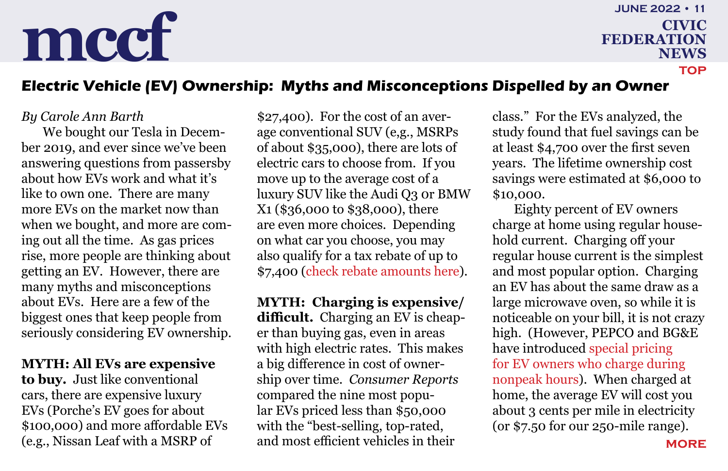## Electric Vehicle (EV) Ownership: Myths and Misconceptions Dispelled by an Owner

*By Carole Ann Barth*

We bought our Tesla in December 2019, and ever since we've been answering questions from passersby about how EVs work and what it's like to own one. There are many more EVs on the market now than when we bought, and more are coming out all the time. As gas prices rise, more people are thinking about getting an EV. However, there are many myths and misconceptions about EVs. Here are a few of the biggest ones that keep people from seriously considering EV ownership.

**MYTH: All EVs are expensive to buy.** Just like conventional cars, there are expensive luxury EVs (Porche's EV goes for about $100,000) and more affordable EVs (e.g., Nissan Leaf with a MSRP of $27,400). For the cost of an average conventional SUV (e,g., MSRPs of about $35,000), there are lots of electric cars to choose from. If you move up to the average cost of a luxury SUV like the Audi Q3 or BMW X1 ($36,000 to $38,000), there are even more choices. Depending on what car you choose, you may also qualify for a tax rebate of up to $7,400 (check rebate amounts here).

**MYTH: Charging is expensive/ difficult.** Charging an EV is cheaper than buying gas, even in areas with high electric rates. This makes a big difference in cost of ownership over time. *Consumer Reports* compared the nine most popular EVs priced less than $50,000 with the "best-selling, top-rated, and most efficient vehicles in their class." For the EVs analyzed, the study found that fuel savings can be at least $4,700 over the first seven years. The lifetime ownership cost savings were estimated at $6,000 to $10,000.

Eighty percent of EV owners charge at home using regular household current. Charging off your regular house current is the simplest and most popular option. Charging an EV has about the same draw as a large microwave oven, so while it is noticeable on your bill, it is not crazy high. (However, PEPCO and BG&E have introduced special pricing for EV owners who charge during nonpeak hours). When charged at home, the average EV will cost you about 3 cents per mile in electricity (or $7.50 for our 250-mile range).

MORE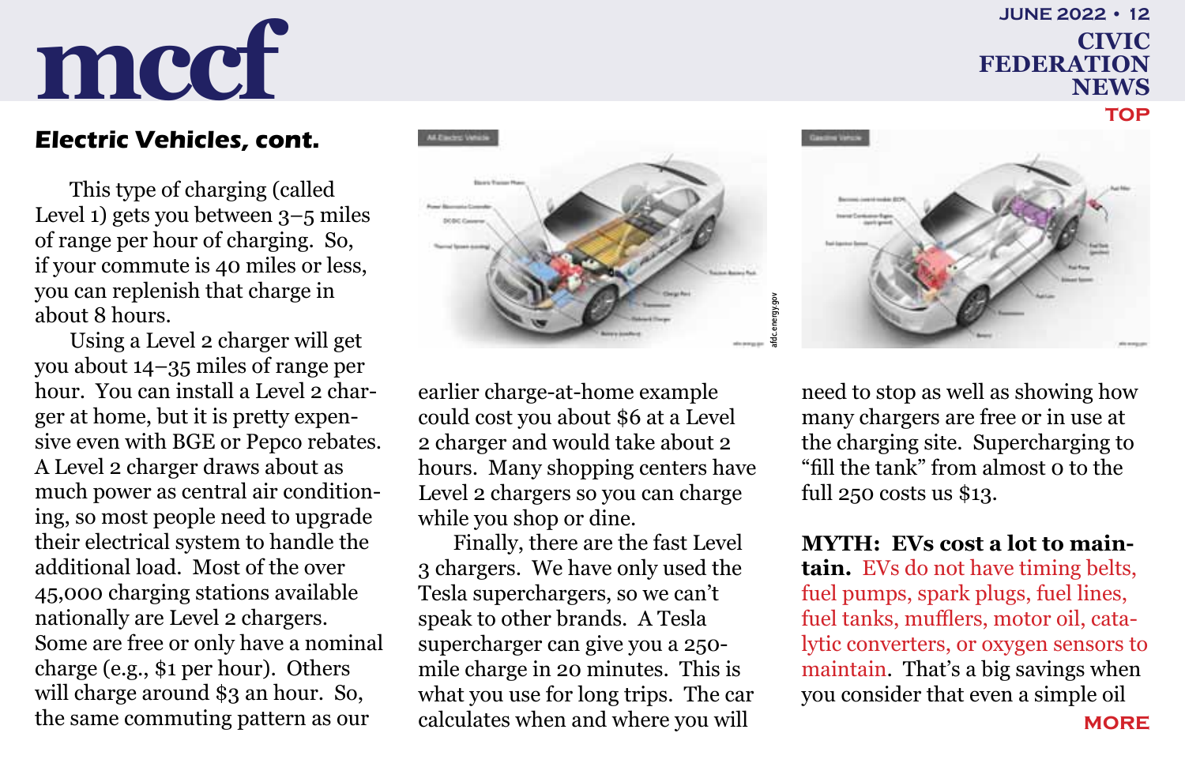## Electric Vehicles, cont.

This type of charging (called Level 1) gets you between 3–5 miles of range per hour of charging. So, if your commute is 40 miles or less, you can replenish that charge in about 8 hours.

Using a Level 2 charger will get you about 14–35 miles of range per hour. You can install a Level 2 charger at home, but it is pretty expensive even with BGE or Pepco rebates. A Level 2 charger draws about as much power as central air conditioning, so most people need to upgrade their electrical system to handle the additional load. Most of the over 45,000 charging stations available nationally are Level 2 chargers. Some are free or only have a nominal charge (e.g., $1 per hour). Others will charge around $3 an hour. So, the same commuting pattern as our earlier charge-at-home example could cost you about $6 at a Level 2 charger and would take about 2 hours. Many shopping centers have Level 2 chargers so you can charge while you shop or dine.

Finally, there are the fast Level 3 chargers. We have only used the Tesla superchargers, so we can't speak to other brands. A Tesla supercharger can give you a 250-mile charge in 20 minutes. This is what you use for long trips. The car calculates when and where you will need to stop as well as showing how many chargers are free or in use at the charging site. Supercharging to "fill the tank" from almost 0 to the full 250 costs us $13.

**MYTH: EVs cost a lot to maintain.** EVs do not have timing belts, fuel pumps, spark plugs, fuel lines, fuel tanks, mufflers, motor oil, catalytic converters, or oxygen sensors to maintain. That's a big savings when you consider that even a simple oil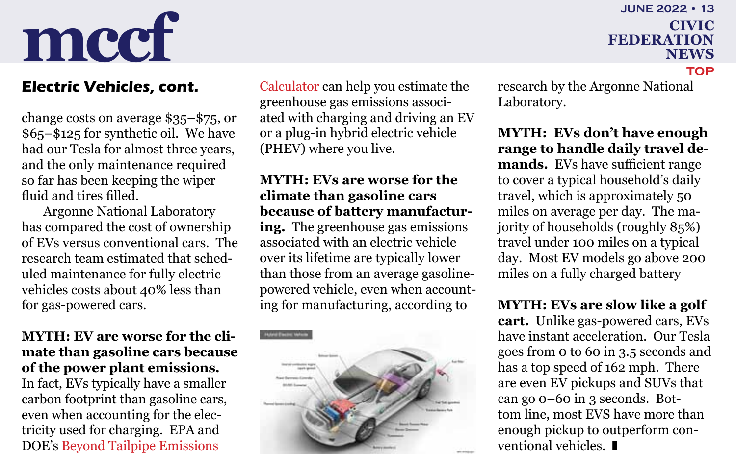## Electric Vehicles, cont.

change costs on average \$35–\$75, or \$65–\$125 for synthetic oil. We have had our Tesla for almost three years, and the only maintenance required so far has been keeping the wiper fluid and tires filled.

Argonne National Laboratory has compared the cost of ownership of EVs versus conventional cars. The research team estimated that scheduled maintenance for fully electric vehicles costs about 40% less than for gas-powered cars.

**MYTH: EV are worse for the climate than gasoline cars because of the power plant emissions.** In fact, EVs typically have a smaller carbon footprint than gasoline cars, even when accounting for the electricity used for charging. EPA and DOE's Beyond Tailpipe Emissions Calculator can help you estimate the greenhouse gas emissions associated with charging and driving an EV or a plug-in hybrid electric vehicle (PHEV) where you live.

**MYTH: EVs are worse for the climate than gasoline cars because of battery manufacturing.** The greenhouse gas emissions associated with an electric vehicle over its lifetime are typically lower than those from an average gasoline-powered vehicle, even when accounting for manufacturing, according to research by the Argonne National Laboratory.

**MYTH: EVs don't have enough range to handle daily travel demands.** EVs have sufficient range to cover a typical household's daily travel, which is approximately 50 miles on average per day. The majority of households (roughly 85%) travel under 100 miles on a typical day. Most EV models go above 200 miles on a fully charged battery

**MYTH: EVs are slow like a golf cart.** Unlike gas-powered cars, EVs have instant acceleration. Our Tesla goes from 0 to 60 in 3.5 seconds and has a top speed of 162 mph. There are even EV pickups and SUVs that can go 0–60 in 3 seconds. Bottom line, most EVS have more than enough pickup to outperform conventional vehicles. ▮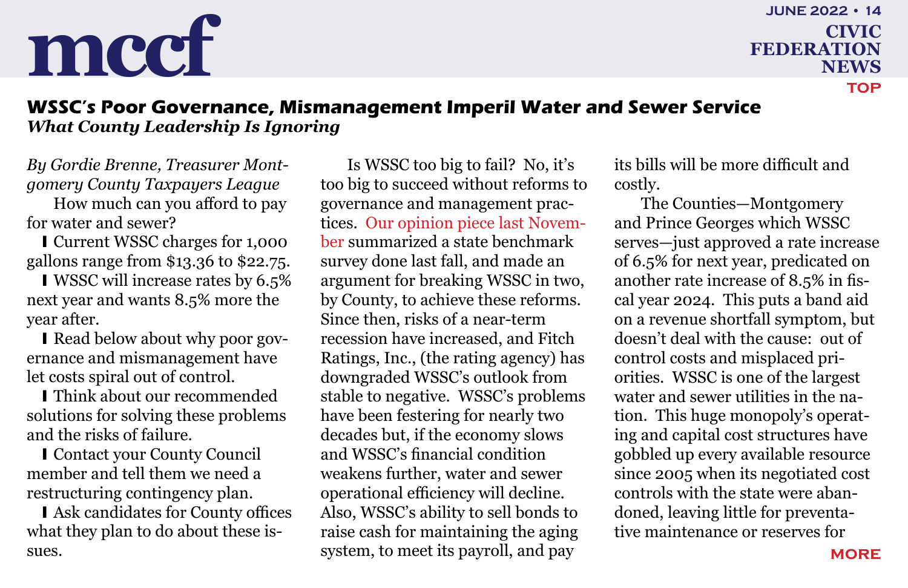## WSSC's Poor Governance, Mismanagement Imperil Water and Sewer Service

***What County Leadership Is Ignoring***

*By Gordie Brenne, Treasurer Montgomery County Taxpayers League*

How much can you afford to pay for water and sewer?

- Current WSSC charges for 1,000 gallons range from $13.36 to $22.75.
- WSSC will increase rates by 6.5% next year and wants 8.5% more the year after.
- Read below about why poor governance and mismanagement have let costs spiral out of control.
- Think about our recommended solutions for solving these problems and the risks of failure.
- Contact your County Council member and tell them we need a restructuring contingency plan.
- Ask candidates for County offices what they plan to do about these issues.

Is WSSC too big to fail? No, it's too big to succeed without reforms to governance and management practices. Our opinion piece last November summarized a state benchmark survey done last fall, and made an argument for breaking WSSC in two, by County, to achieve these reforms. Since then, risks of a near-term recession have increased, and Fitch Ratings, Inc., (the rating agency) has downgraded WSSC's outlook from stable to negative. WSSC's problems have been festering for nearly two decades but, if the economy slows and WSSC's financial condition weakens further, water and sewer operational efficiency will decline. Also, WSSC's ability to sell bonds to raise cash for maintaining the aging system, to meet its payroll, and pay its bills will be more difficult and costly.

The Counties—Montgomery and Prince Georges which WSSC serves—just approved a rate increase of 6.5% for next year, predicated on another rate increase of 8.5% in fiscal year 2024. This puts a band aid on a revenue shortfall symptom, but doesn't deal with the cause: out of control costs and misplaced priorities. WSSC is one of the largest water and sewer utilities in the nation. This huge monopoly's operating and capital cost structures have gobbled up every available resource since 2005 when its negotiated cost controls with the state were abandoned, leaving little for preventative maintenance or reserves for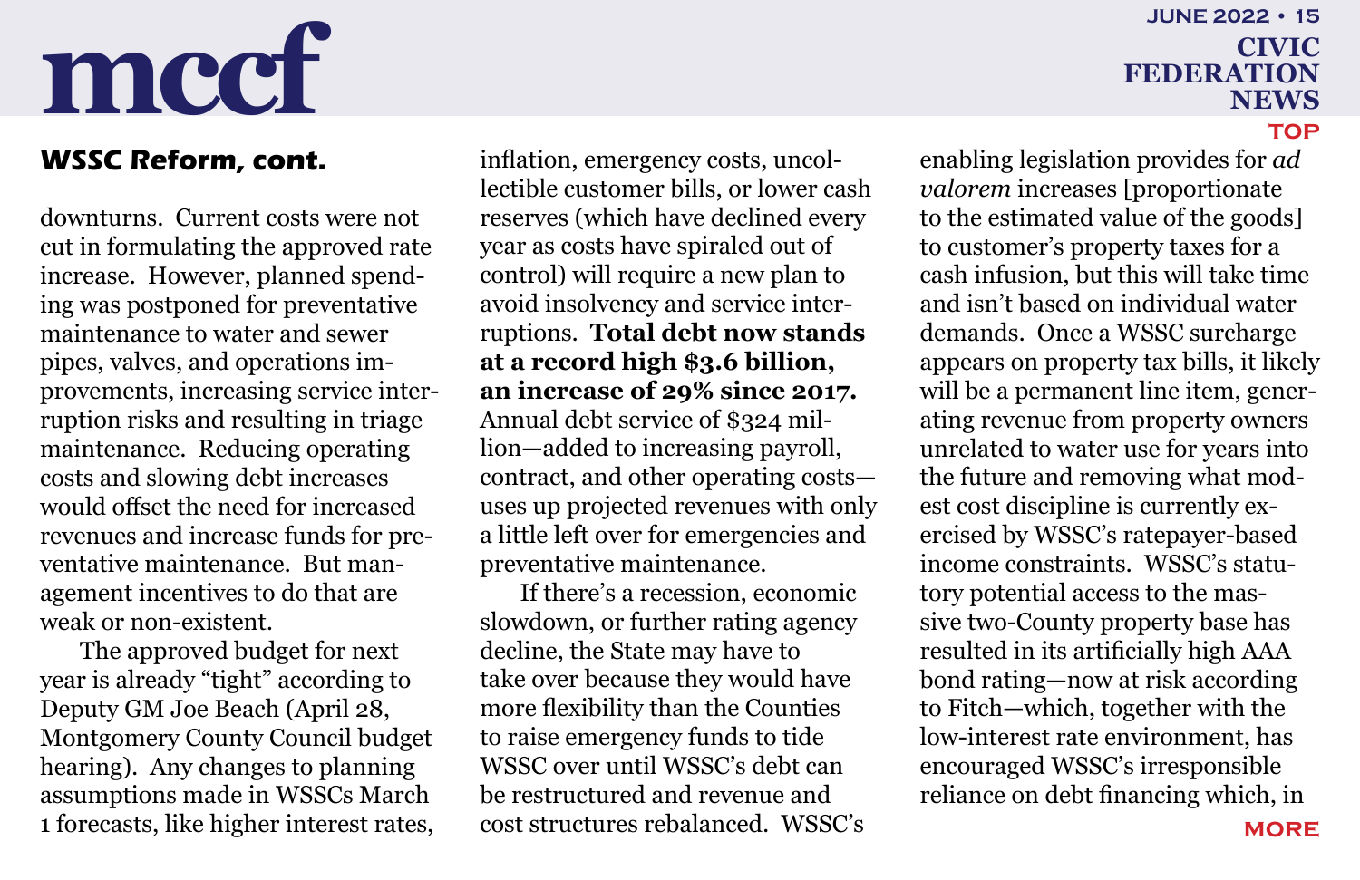## WSSC Reform, cont.

downturns. Current costs were not cut in formulating the approved rate increase. However, planned spending was postponed for preventative maintenance to water and sewer pipes, valves, and operations improvements, increasing service interruption risks and resulting in triage maintenance. Reducing operating costs and slowing debt increases would offset the need for increased revenues and increase funds for preventative maintenance. But management incentives to do that are weak or non-existent.

The approved budget for next year is already "tight" according to Deputy GM Joe Beach (April 28, Montgomery County Council budget hearing). Any changes to planning assumptions made in WSSCs March 1 forecasts, like higher interest rates, inflation, emergency costs, uncollectible customer bills, or lower cash reserves (which have declined every year as costs have spiraled out of control) will require a new plan to avoid insolvency and service interruptions. **Total debt now stands at a record high $3.6 billion, an increase of 29% since 2017.** Annual debt service of $324 million—added to increasing payroll, contract, and other operating costs—uses up projected revenues with only a little left over for emergencies and preventative maintenance.

If there's a recession, economic slowdown, or further rating agency decline, the State may have to take over because they would have more flexibility than the Counties to raise emergency funds to tide WSSC over until WSSC's debt can be restructured and revenue and cost structures rebalanced. WSSC's enabling legislation provides for *ad valorem* increases [proportionate to the estimated value of the goods] to customer's property taxes for a cash infusion, but this will take time and isn't based on individual water demands. Once a WSSC surcharge appears on property tax bills, it likely will be a permanent line item, generating revenue from property owners unrelated to water use for years into the future and removing what modest cost discipline is currently exercised by WSSC's ratepayer-based income constraints. WSSC's statutory potential access to the massive two-County property base has resulted in its artificially high AAA bond rating—now at risk according to Fitch—which, together with the low-interest rate environment, has encouraged WSSC's irresponsible reliance on debt financing which, in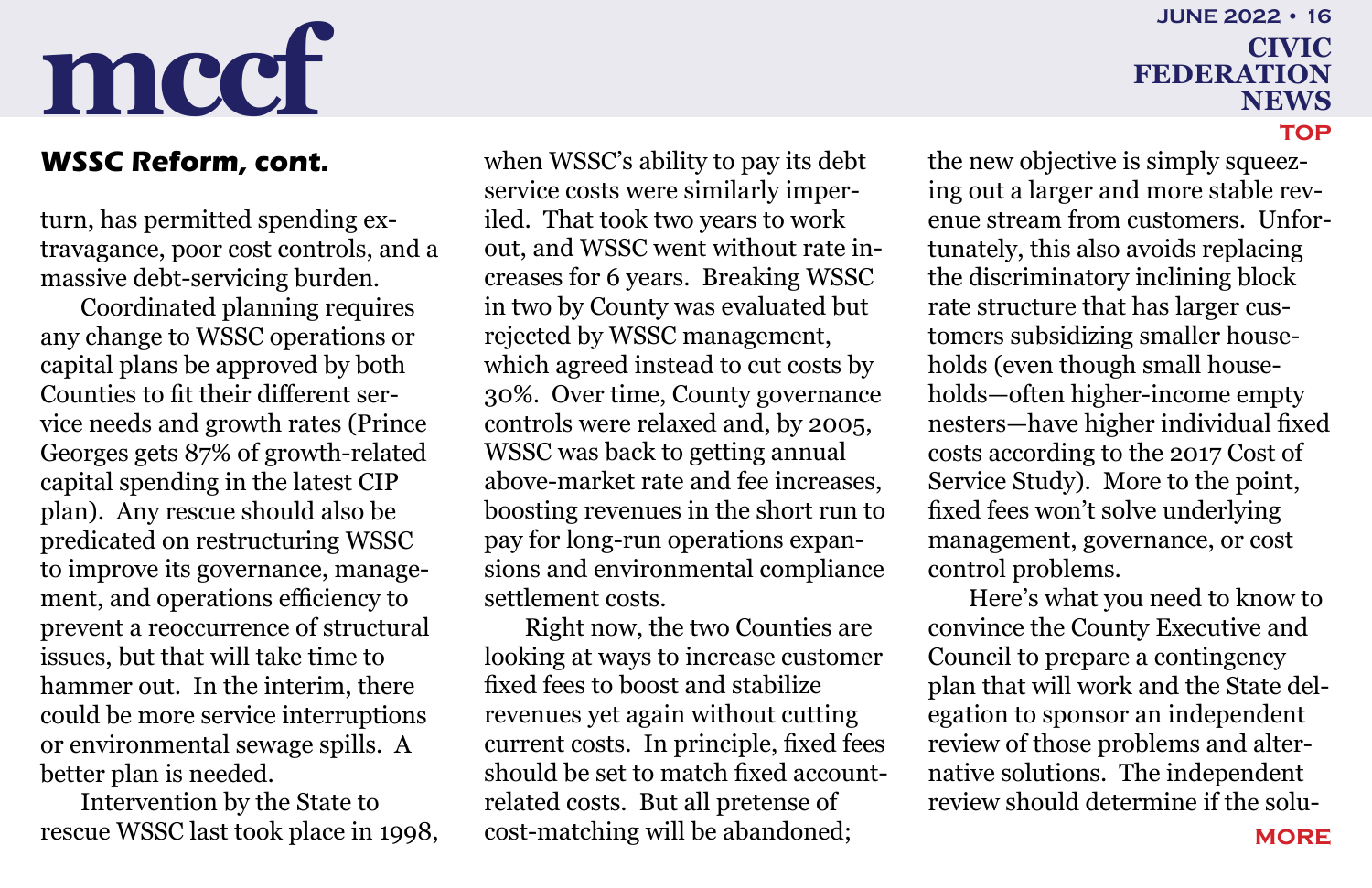## WSSC Reform, cont.

turn, has permitted spending extravagance, poor cost controls, and a massive debt-servicing burden.

Coordinated planning requires any change to WSSC operations or capital plans be approved by both Counties to fit their different service needs and growth rates (Prince Georges gets 87% of growth-related capital spending in the latest CIP plan). Any rescue should also be predicated on restructuring WSSC to improve its governance, management, and operations efficiency to prevent a reoccurrence of structural issues, but that will take time to hammer out. In the interim, there could be more service interruptions or environmental sewage spills. A better plan is needed.

Intervention by the State to rescue WSSC last took place in 1998, when WSSC's ability to pay its debt service costs were similarly imperiled. That took two years to work out, and WSSC went without rate increases for 6 years. Breaking WSSC in two by County was evaluated but rejected by WSSC management, which agreed instead to cut costs by 30%. Over time, County governance controls were relaxed and, by 2005, WSSC was back to getting annual above-market rate and fee increases, boosting revenues in the short run to pay for long-run operations expansions and environmental compliance settlement costs.

Right now, the two Counties are looking at ways to increase customer fixed fees to boost and stabilize revenues yet again without cutting current costs. In principle, fixed fees should be set to match fixed account-related costs. But all pretense of cost-matching will be abandoned; the new objective is simply squeezing out a larger and more stable revenue stream from customers. Unfortunately, this also avoids replacing the discriminatory inclining block rate structure that has larger customers subsidizing smaller households (even though small households—often higher-income empty nesters—have higher individual fixed costs according to the 2017 Cost of Service Study). More to the point, fixed fees won't solve underlying management, governance, or cost control problems.

Here's what you need to know to convince the County Executive and Council to prepare a contingency plan that will work and the State delegation to sponsor an independent review of those problems and alternative solutions. The independent review should determine if the solu-

MORE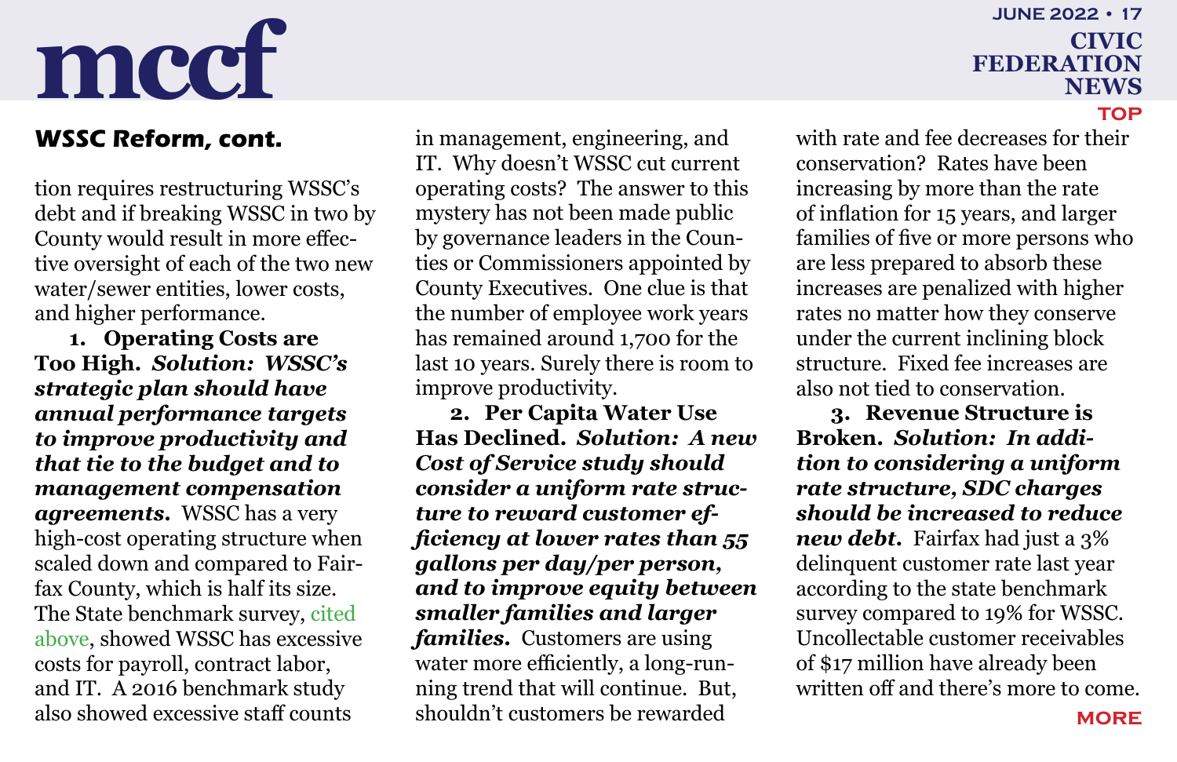## WSSC Reform, cont.

tion requires restructuring WSSC's debt and if breaking WSSC in two by County would result in more effective oversight of each of the two new water/sewer entities, lower costs, and higher performance.

**1. Operating Costs are Too High.** ***Solution: WSSC's strategic plan should have annual performance targets to improve productivity and that tie to the budget and to management compensation agreements.*** WSSC has a very high-cost operating structure when scaled down and compared to Fairfax County, which is half its size. The State benchmark survey, cited above, showed WSSC has excessive costs for payroll, contract labor, and IT. A 2016 benchmark study also showed excessive staff counts in management, engineering, and IT. Why doesn't WSSC cut current operating costs? The answer to this mystery has not been made public by governance leaders in the Counties or Commissioners appointed by County Executives. One clue is that the number of employee work years has remained around 1,700 for the last 10 years. Surely there is room to improve productivity.

**2. Per Capita Water Use Has Declined.** ***Solution: A new Cost of Service study should consider a uniform rate structure to reward customer efficiency at lower rates than 55 gallons per day/per person, and to improve equity between smaller families and larger families.*** Customers are using water more efficiently, a long-running trend that will continue. But, shouldn't customers be rewarded with rate and fee decreases for their conservation? Rates have been increasing by more than the rate of inflation for 15 years, and larger families of five or more persons who are less prepared to absorb these increases are penalized with higher rates no matter how they conserve under the current inclining block structure. Fixed fee increases are also not tied to conservation.

**3. Revenue Structure is Broken.** ***Solution: In addition to considering a uniform rate structure, SDC charges should be increased to reduce new debt.*** Fairfax had just a 3% delinquent customer rate last year according to the state benchmark survey compared to 19% for WSSC. Uncollectable customer receivables of $17 million have already been written off and there's more to come.

MORE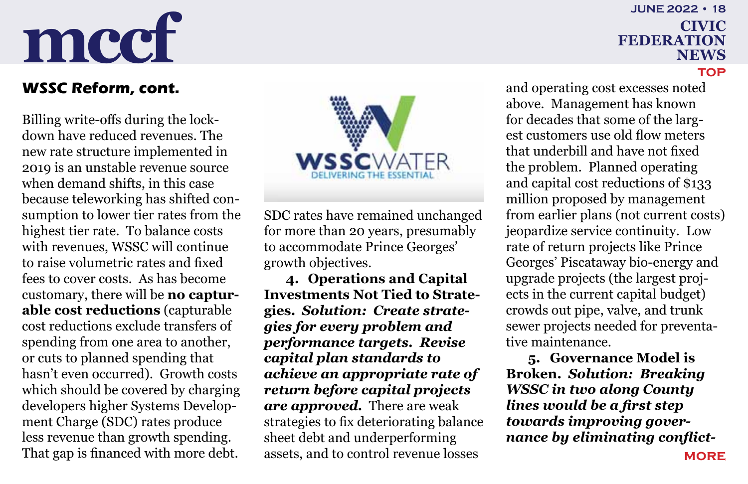### WSSC Reform, cont.

Billing write-offs during the lockdown have reduced revenues. The new rate structure implemented in 2019 is an unstable revenue source when demand shifts, in this case because teleworking has shifted consumption to lower tier rates from the highest tier rate. To balance costs with revenues, WSSC will continue to raise volumetric rates and fixed fees to cover costs. As has become customary, there will be **no capturable cost reductions** (capturable cost reductions exclude transfers of spending from one area to another, or cuts to planned spending that hasn't even occurred). Growth costs which should be covered by charging developers higher Systems Development Charge (SDC) rates produce less revenue than growth spending. That gap is financed with more debt. SDC rates have remained unchanged for more than 20 years, presumably to accommodate Prince Georges' growth objectives.

**4. Operations and Capital Investments Not Tied to Strategies.** ***Solution: Create strategies for every problem and performance targets. Revise capital plan standards to achieve an appropriate rate of return before capital projects are approved.*** There are weak strategies to fix deteriorating balance sheet debt and underperforming assets, and to control revenue losses and operating cost excesses noted above. Management has known for decades that some of the largest customers use old flow meters that underbill and have not fixed the problem. Planned operating and capital cost reductions of $133 million proposed by management from earlier plans (not current costs) jeopardize service continuity. Low rate of return projects like Prince Georges' Piscataway bio-energy and upgrade projects (the largest projects in the current capital budget) crowds out pipe, valve, and trunk sewer projects needed for preventative maintenance.

**5. Governance Model is Broken.** ***Solution: Breaking WSSC in two along County lines would be a first step towards improving governance by eliminating conflict-***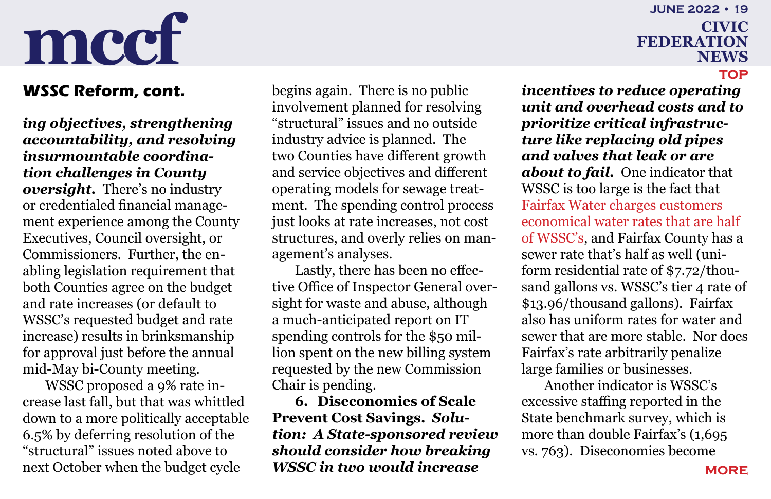## WSSC Reform, cont.

***ing objectives, strengthening accountability, and resolving insurmountable coordination challenges in County oversight.*** There's no industry or credentialed financial management experience among the County Executives, Council oversight, or Commissioners. Further, the enabling legislation requirement that both Counties agree on the budget and rate increases (or default to WSSC's requested budget and rate increase) results in brinksmanship for approval just before the annual mid-May bi-County meeting.

WSSC proposed a 9% rate increase last fall, but that was whittled down to a more politically acceptable 6.5% by deferring resolution of the "structural" issues noted above to next October when the budget cycle begins again. There is no public involvement planned for resolving "structural" issues and no outside industry advice is planned. The two Counties have different growth and service objectives and different operating models for sewage treatment. The spending control process just looks at rate increases, not cost structures, and overly relies on management's analyses.

Lastly, there has been no effective Office of Inspector General oversight for waste and abuse, although a much-anticipated report on IT spending controls for the $50 million spent on the new billing system requested by the new Commission Chair is pending.

**6. Diseconomies of Scale Prevent Cost Savings.** ***Solution: A State-sponsored review should consider how breaking WSSC in two would increase incentives to reduce operating unit and overhead costs and to prioritize critical infrastructure like replacing old pipes and valves that leak or are about to fail.*** One indicator that WSSC is too large is the fact that Fairfax Water charges customers economical water rates that are half of WSSC's, and Fairfax County has a sewer rate that's half as well (uniform residential rate of $7.72/thousand gallons vs. WSSC's tier 4 rate of $13.96/thousand gallons). Fairfax also has uniform rates for water and sewer that are more stable. Nor does Fairfax's rate arbitrarily penalize large families or businesses.

Another indicator is WSSC's excessive staffing reported in the State benchmark survey, which is more than double Fairfax's (1,695 vs. 763). Diseconomies become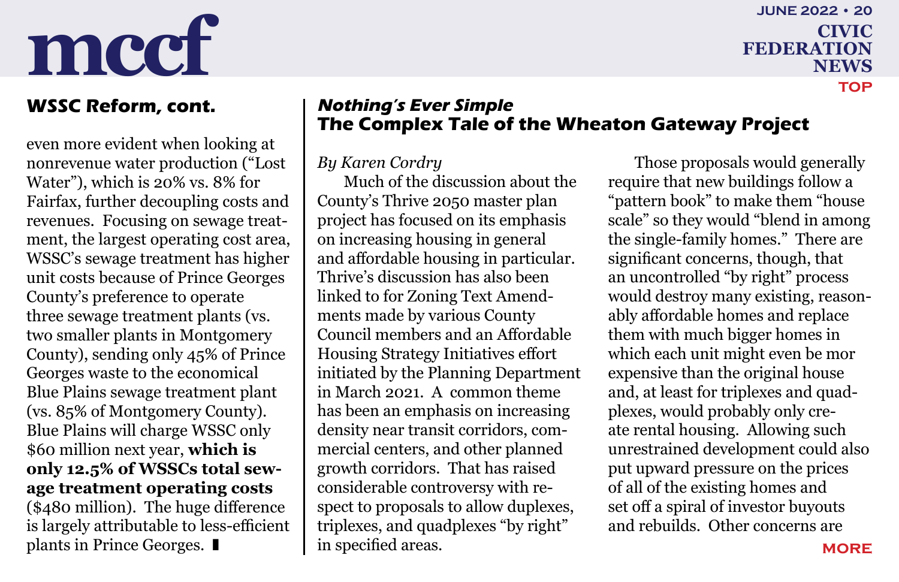## WSSC Reform, cont.

even more evident when looking at nonrevenue water production ("Lost Water"), which is 20% vs. 8% for Fairfax, further decoupling costs and revenues. Focusing on sewage treatment, the largest operating cost area, WSSC's sewage treatment has higher unit costs because of Prince Georges County's preference to operate three sewage treatment plants (vs. two smaller plants in Montgomery County), sending only 45% of Prince Georges waste to the economical Blue Plains sewage treatment plant (vs. 85% of Montgomery County). Blue Plains will charge WSSC only $60 million next year, **which is only 12.5% of WSSCs total sewage treatment operating costs** ($480 million). The huge difference is largely attributable to less-efficient plants in Prince Georges. ▮

## *Nothing's Ever Simple*
## The Complex Tale of the Wheaton Gateway Project

*By Karen Cordry*

Much of the discussion about the County's Thrive 2050 master plan project has focused on its emphasis on increasing housing in general and affordable housing in particular. Thrive's discussion has also been linked to for Zoning Text Amendments made by various County Council members and an Affordable Housing Strategy Initiatives effort initiated by the Planning Department in March 2021. A common theme has been an emphasis on increasing density near transit corridors, commercial centers, and other planned growth corridors. That has raised considerable controversy with respect to proposals to allow duplexes, triplexes, and quadplexes "by right" in specified areas.

Those proposals would generally require that new buildings follow a "pattern book" to make them "house scale" so they would "blend in among the single-family homes." There are significant concerns, though, that an uncontrolled "by right" process would destroy many existing, reasonably affordable homes and replace them with much bigger homes in which each unit might even be mor expensive than the original house and, at least for triplexes and quadplexes, would probably only create rental housing. Allowing such unrestrained development could also put upward pressure on the prices of all of the existing homes and set off a spiral of investor buyouts and rebuilds. Other concerns are

MORE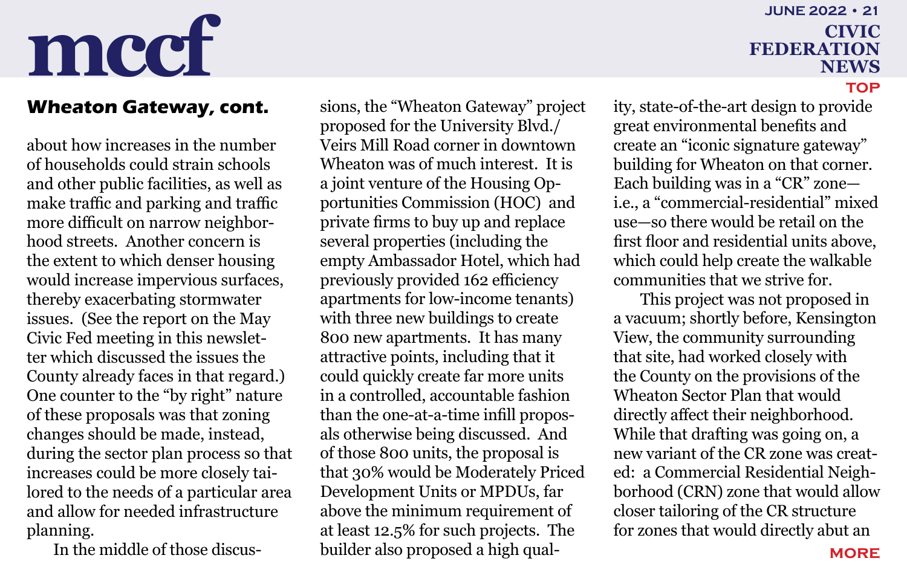## Wheaton Gateway, cont.

about how increases in the number of households could strain schools and other public facilities, as well as make traffic and parking and traffic more difficult on narrow neighborhood streets. Another concern is the extent to which denser housing would increase impervious surfaces, thereby exacerbating stormwater issues. (See the report on the May Civic Fed meeting in this newsletter which discussed the issues the County already faces in that regard.) One counter to the "by right" nature of these proposals was that zoning changes should be made, instead, during the sector plan process so that increases could be more closely tailored to the needs of a particular area and allow for needed infrastructure planning.

In the middle of those discussions, the "Wheaton Gateway" project proposed for the University Blvd./ Veirs Mill Road corner in downtown Wheaton was of much interest. It is a joint venture of the Housing Opportunities Commission (HOC) and private firms to buy up and replace several properties (including the empty Ambassador Hotel, which had previously provided 162 efficiency apartments for low-income tenants) with three new buildings to create 800 new apartments. It has many attractive points, including that it could quickly create far more units in a controlled, accountable fashion than the one-at-a-time infill proposals otherwise being discussed. And of those 800 units, the proposal is that 30% would be Moderately Priced Development Units or MPDUs, far above the minimum requirement of at least 12.5% for such projects. The builder also proposed a high quality, state-of-the-art design to provide great environmental benefits and create an "iconic signature gateway" building for Wheaton on that corner. Each building was in a "CR" zone—i.e., a "commercial-residential" mixed use—so there would be retail on the first floor and residential units above, which could help create the walkable communities that we strive for.

This project was not proposed in a vacuum; shortly before, Kensington View, the community surrounding that site, had worked closely with the County on the provisions of the Wheaton Sector Plan that would directly affect their neighborhood. While that drafting was going on, a new variant of the CR zone was created: a Commercial Residential Neighborhood (CRN) zone that would allow closer tailoring of the CR structure for zones that would directly abut an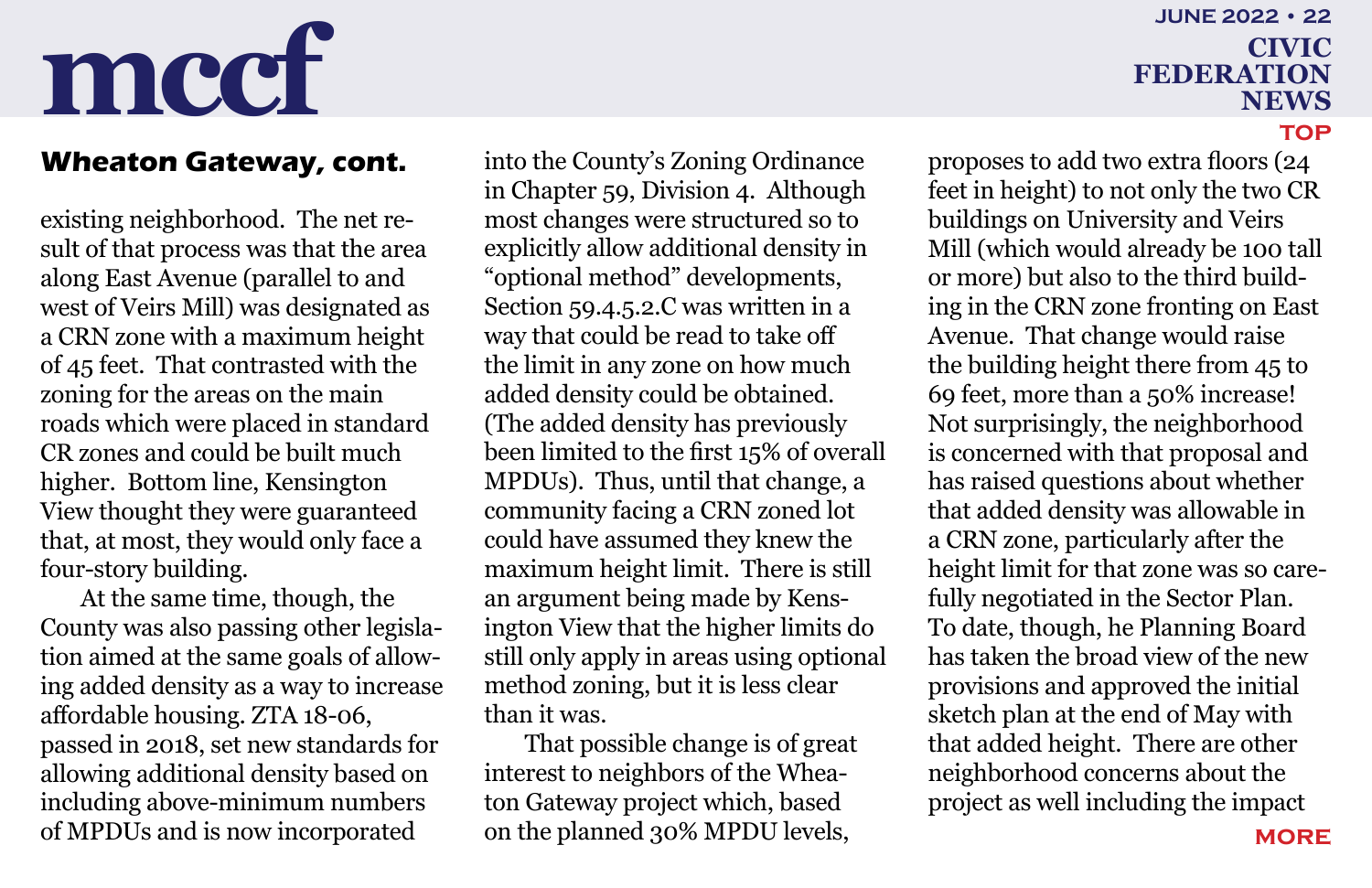## Wheaton Gateway, cont.

existing neighborhood. The net result of that process was that the area along East Avenue (parallel to and west of Veirs Mill) was designated as a CRN zone with a maximum height of 45 feet. That contrasted with the zoning for the areas on the main roads which were placed in standard CR zones and could be built much higher. Bottom line, Kensington View thought they were guaranteed that, at most, they would only face a four-story building.

At the same time, though, the County was also passing other legislation aimed at the same goals of allowing added density as a way to increase affordable housing. ZTA 18-06, passed in 2018, set new standards for allowing additional density based on including above-minimum numbers of MPDUs and is now incorporated into the County's Zoning Ordinance in Chapter 59, Division 4. Although most changes were structured so to explicitly allow additional density in "optional method" developments, Section 59.4.5.2.C was written in a way that could be read to take off the limit in any zone on how much added density could be obtained. (The added density has previously been limited to the first 15% of overall MPDUs). Thus, until that change, a community facing a CRN zoned lot could have assumed they knew the maximum height limit. There is still an argument being made by Kensington View that the higher limits do still only apply in areas using optional method zoning, but it is less clear than it was.

That possible change is of great interest to neighbors of the Wheaton Gateway project which, based on the planned 30% MPDU levels, proposes to add two extra floors (24 feet in height) to not only the two CR buildings on University and Veirs Mill (which would already be 100 tall or more) but also to the third building in the CRN zone fronting on East Avenue. That change would raise the building height there from 45 to 69 feet, more than a 50% increase! Not surprisingly, the neighborhood is concerned with that proposal and has raised questions about whether that added density was allowable in a CRN zone, particularly after the height limit for that zone was so carefully negotiated in the Sector Plan. To date, though, he Planning Board has taken the broad view of the new provisions and approved the initial sketch plan at the end of May with that added height. There are other neighborhood concerns about the project as well including the impact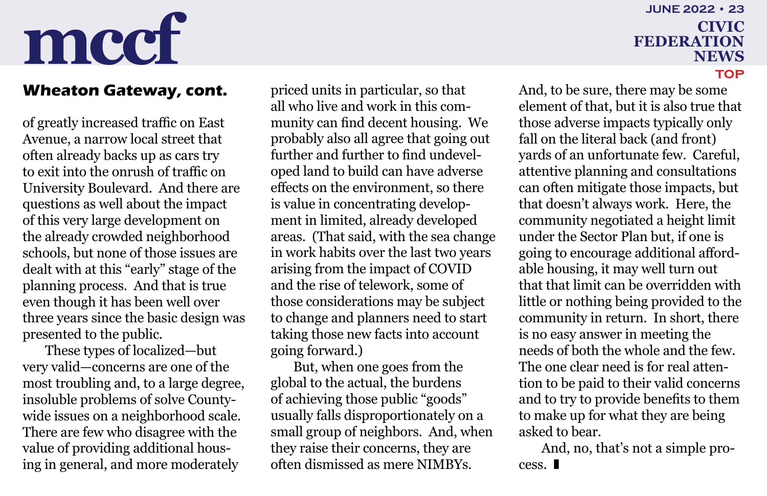## Wheaton Gateway, cont.

of greatly increased traffic on East Avenue, a narrow local street that often already backs up as cars try to exit into the onrush of traffic on University Boulevard. And there are questions as well about the impact of this very large development on the already crowded neighborhood schools, but none of those issues are dealt with at this "early" stage of the planning process. And that is true even though it has been well over three years since the basic design was presented to the public.

These types of localized—but very valid—concerns are one of the most troubling and, to a large degree, insoluble problems of solve County-wide issues on a neighborhood scale. There are few who disagree with the value of providing additional housing in general, and more moderately priced units in particular, so that all who live and work in this community can find decent housing. We probably also all agree that going out further and further to find undeveloped land to build can have adverse effects on the environment, so there is value in concentrating development in limited, already developed areas. (That said, with the sea change in work habits over the last two years arising from the impact of COVID and the rise of telework, some of those considerations may be subject to change and planners need to start taking those new facts into account going forward.)

But, when one goes from the global to the actual, the burdens of achieving those public "goods" usually falls disproportionately on a small group of neighbors. And, when they raise their concerns, they are often dismissed as mere NIMBYs. And, to be sure, there may be some element of that, but it is also true that those adverse impacts typically only fall on the literal back (and front) yards of an unfortunate few. Careful, attentive planning and consultations can often mitigate those impacts, but that doesn't always work. Here, the community negotiated a height limit under the Sector Plan but, if one is going to encourage additional affordable housing, it may well turn out that that limit can be overridden with little or nothing being provided to the community in return. In short, there is no easy answer in meeting the needs of both the whole and the few. The one clear need is for real attention to be paid to their valid concerns and to try to provide benefits to them to make up for what they are being asked to bear.

And, no, that's not a simple process. ∎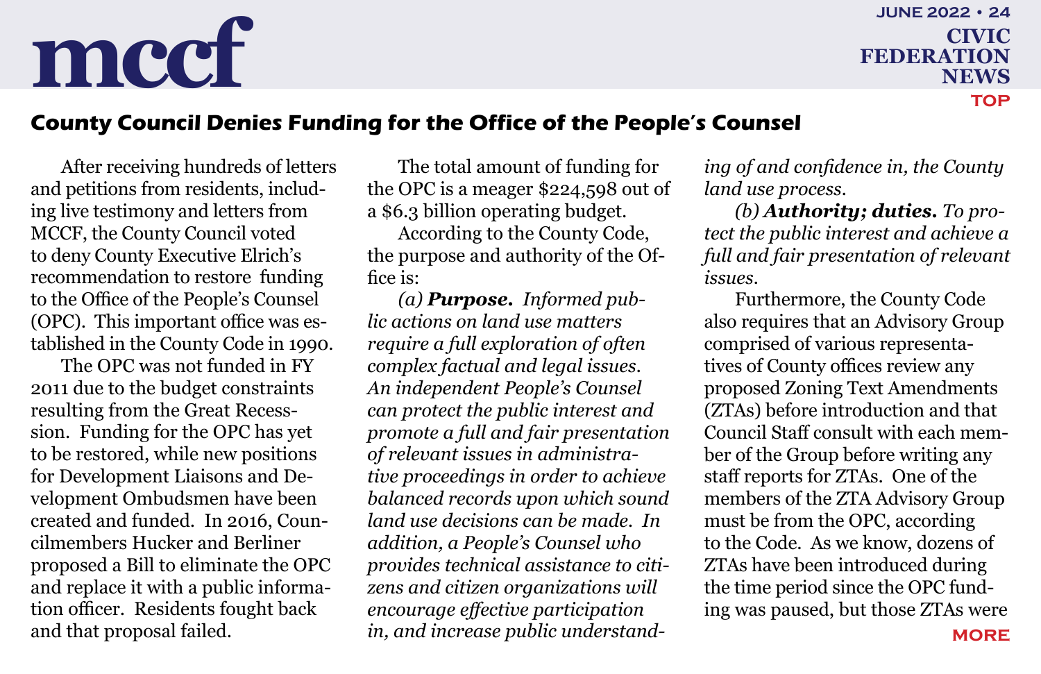## County Council Denies Funding for the Office of the People's Counsel

After receiving hundreds of letters and petitions from residents, including live testimony and letters from MCCF, the County Council voted to deny County Executive Elrich's recommendation to restore funding to the Office of the People's Counsel (OPC). This important office was established in the County Code in 1990.

The OPC was not funded in FY 2011 due to the budget constraints resulting from the Great Recession. Funding for the OPC has yet to be restored, while new positions for Development Liaisons and Development Ombudsmen have been created and funded. In 2016, Councilmembers Hucker and Berliner proposed a Bill to eliminate the OPC and replace it with a public information officer. Residents fought back and that proposal failed.

The total amount of funding for the OPC is a meager $224,598 out of a $6.3 billion operating budget.

According to the County Code, the purpose and authority of the Office is:

*(a)* ***Purpose.*** *Informed public actions on land use matters require a full exploration of often complex factual and legal issues. An independent People's Counsel can protect the public interest and promote a full and fair presentation of relevant issues in administrative proceedings in order to achieve balanced records upon which sound land use decisions can be made. In addition, a People's Counsel who provides technical assistance to citizens and citizen organizations will encourage effective participation in, and increase public understanding of and confidence in, the County land use process.*

*(b)* ***Authority; duties.*** *To protect the public interest and achieve a full and fair presentation of relevant issues.*

Furthermore, the County Code also requires that an Advisory Group comprised of various representatives of County offices review any proposed Zoning Text Amendments (ZTAs) before introduction and that Council Staff consult with each member of the Group before writing any staff reports for ZTAs. One of the members of the ZTA Advisory Group must be from the OPC, according to the Code. As we know, dozens of ZTAs have been introduced during the time period since the OPC funding was paused, but those ZTAs were

MORE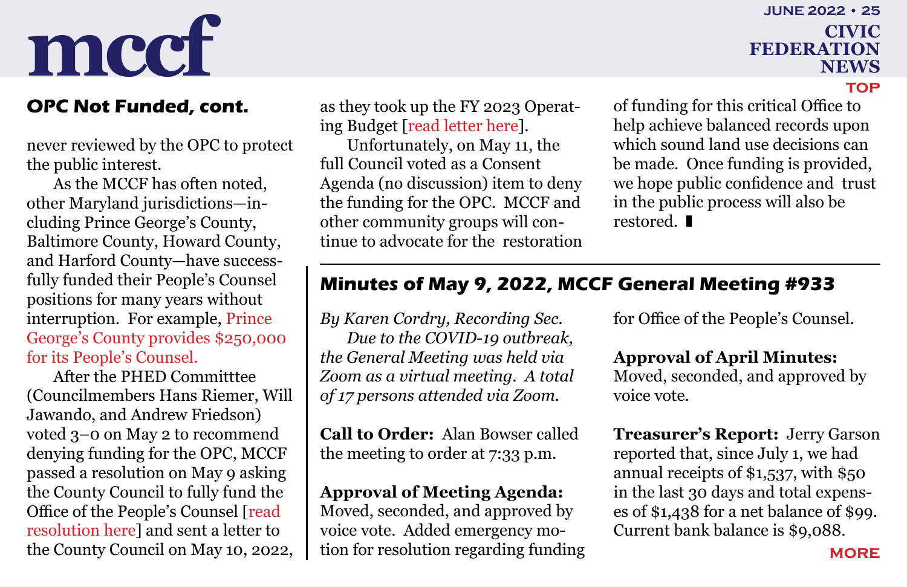## OPC Not Funded, cont.

never reviewed by the OPC to protect the public interest.

As the MCCF has often noted, other Maryland jurisdictions—including Prince George's County, Baltimore County, Howard County, and Harford County—have successfully funded their People's Counsel positions for many years without interruption. For example, Prince George's County provides $250,000 for its People's Counsel.

After the PHED Committtee (Councilmembers Hans Riemer, Will Jawando, and Andrew Friedson) voted 3–0 on May 2 to recommend denying funding for the OPC, MCCF passed a resolution on May 9 asking the County Council to fully fund the Office of the People's Counsel [read resolution here] and sent a letter to the County Council on May 10, 2022, as they took up the FY 2023 Operating Budget [read letter here].

Unfortunately, on May 11, the full Council voted as a Consent Agenda (no discussion) item to deny the funding for the OPC. MCCF and other community groups will continue to advocate for the restoration of funding for this critical Office to help achieve balanced records upon which sound land use decisions can be made. Once funding is provided, we hope public confidence and trust in the public process will also be restored. ▮

## Minutes of May 9, 2022, MCCF General Meeting #933

*By Karen Cordry, Recording Sec.*

*Due to the COVID-19 outbreak, the General Meeting was held via Zoom as a virtual meeting. A total of 17 persons attended via Zoom.*

**Call to Order:** Alan Bowser called the meeting to order at 7:33 p.m.

**Approval of Meeting Agenda:** Moved, seconded, and approved by voice vote. Added emergency motion for resolution regarding funding for Office of the People's Counsel.

**Approval of April Minutes:** Moved, seconded, and approved by voice vote.

**Treasurer's Report:** Jerry Garson reported that, since July 1, we had annual receipts of $1,537, with $50 in the last 30 days and total expenses of $1,438 for a net balance of $99. Current bank balance is $9,088.

MORE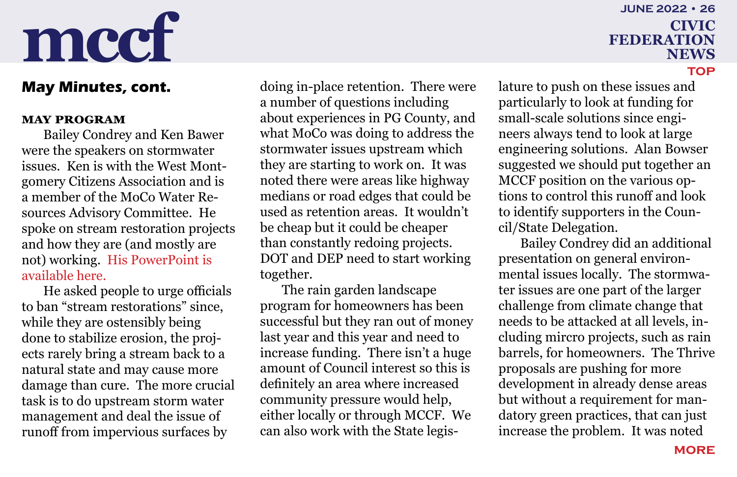## May Minutes, cont.

### MAY PROGRAM

Bailey Condrey and Ken Bawer were the speakers on stormwater issues. Ken is with the West Montgomery Citizens Association and is a member of the MoCo Water Resources Advisory Committee. He spoke on stream restoration projects and how they are (and mostly are not) working. His PowerPoint is available here.

He asked people to urge officials to ban "stream restorations" since, while they are ostensibly being done to stabilize erosion, the projects rarely bring a stream back to a natural state and may cause more damage than cure. The more crucial task is to do upstream storm water management and deal the issue of runoff from impervious surfaces by doing in-place retention. There were a number of questions including about experiences in PG County, and what MoCo was doing to address the stormwater issues upstream which they are starting to work on. It was noted there were areas like highway medians or road edges that could be used as retention areas. It wouldn't be cheap but it could be cheaper than constantly redoing projects. DOT and DEP need to start working together.

The rain garden landscape program for homeowners has been successful but they ran out of money last year and this year and need to increase funding. There isn't a huge amount of Council interest so this is definitely an area where increased community pressure would help, either locally or through MCCF. We can also work with the State legislature to push on these issues and particularly to look at funding for small-scale solutions since engineers always tend to look at large engineering solutions. Alan Bowser suggested we should put together an MCCF position on the various options to control this runoff and look to identify supporters in the Council/State Delegation.

Bailey Condrey did an additional presentation on general environmental issues locally. The stormwater issues are one part of the larger challenge from climate change that needs to be attacked at all levels, including mircro projects, such as rain barrels, for homeowners. The Thrive proposals are pushing for more development in already dense areas but without a requirement for mandatory green practices, that can just increase the problem. It was noted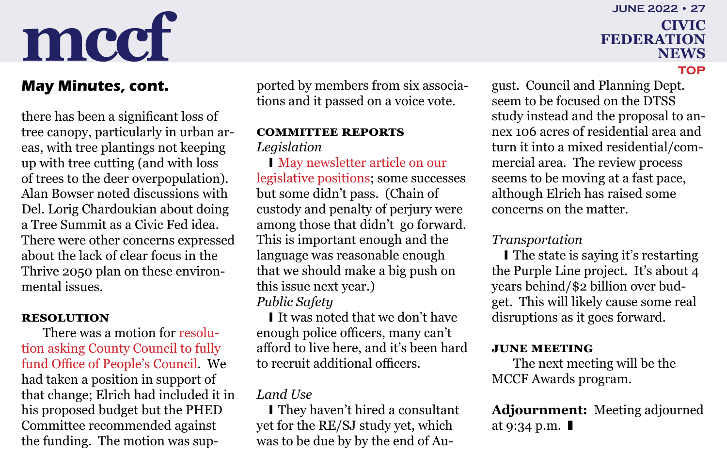## May Minutes, cont.

there has been a significant loss of tree canopy, particularly in urban areas, with tree plantings not keeping up with tree cutting (and with loss of trees to the deer overpopulation). Alan Bowser noted discussions with Del. Lorig Chardoukian about doing a Tree Summit as a Civic Fed idea. There were other concerns expressed about the lack of clear focus in the Thrive 2050 plan on these environmental issues.

### RESOLUTION

There was a motion for resolution asking County Council to fully fund Office of People's Council. We had taken a position in support of that change; Elrich had included it in his proposed budget but the PHED Committee recommended against the funding. The motion was supported by members from six associations and it passed on a voice vote.

### COMMITTEE REPORTS

*Legislation*

❚ May newsletter article on our legislative positions; some successes but some didn't pass. (Chain of custody and penalty of perjury were among those that didn't go forward. This is important enough and the language was reasonable enough that we should make a big push on this issue next year.)

*Public Safety*

❚ It was noted that we don't have enough police officers, many can't afford to live here, and it's been hard to recruit additional officers.

*Land Use*

❚ They haven't hired a consultant yet for the RE/SJ study yet, which was to be due by by the end of August. Council and Planning Dept. seem to be focused on the DTSS study instead and the proposal to annex 106 acres of residential area and turn it into a mixed residential/commercial area. The review process seems to be moving at a fast pace, although Elrich has raised some concerns on the matter.

*Transportation*

❚ The state is saying it's restarting the Purple Line project. It's about 4 years behind/$2 billion over budget. This will likely cause some real disruptions as it goes forward.

### JUNE MEETING

The next meeting will be the MCCF Awards program.

**Adjournment:** Meeting adjourned at 9:34 p.m. ❚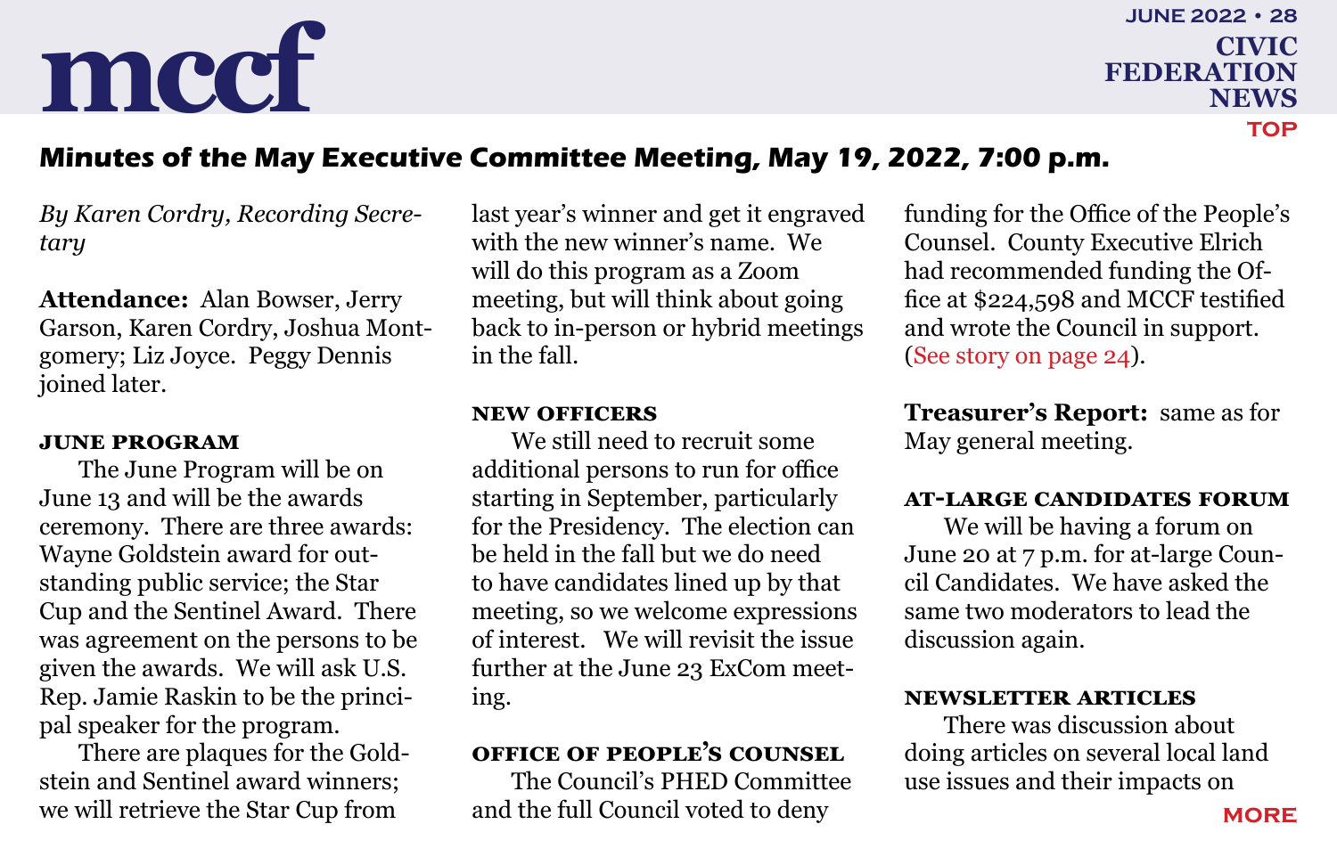## Minutes of the May Executive Committee Meeting, May 19, 2022, 7:00 p.m.

*By Karen Cordry, Recording Secretary*

**Attendance:** Alan Bowser, Jerry Garson, Karen Cordry, Joshua Montgomery; Liz Joyce. Peggy Dennis joined later.

### JUNE PROGRAM

The June Program will be on June 13 and will be the awards ceremony. There are three awards: Wayne Goldstein award for outstanding public service; the Star Cup and the Sentinel Award. There was agreement on the persons to be given the awards. We will ask U.S. Rep. Jamie Raskin to be the principal speaker for the program.

There are plaques for the Goldstein and Sentinel award winners; we will retrieve the Star Cup from last year's winner and get it engraved with the new winner's name. We will do this program as a Zoom meeting, but will think about going back to in-person or hybrid meetings in the fall.

### NEW OFFICERS

We still need to recruit some additional persons to run for office starting in September, particularly for the Presidency. The election can be held in the fall but we do need to have candidates lined up by that meeting, so we welcome expressions of interest. We will revisit the issue further at the June 23 ExCom meeting.

### OFFICE OF PEOPLE'S COUNSEL

The Council's PHED Committee and the full Council voted to deny funding for the Office of the People's Counsel. County Executive Elrich had recommended funding the Office at $224,598 and MCCF testified and wrote the Council in support. (See story on page 24).

**Treasurer's Report:** same as for May general meeting.

### AT-LARGE CANDIDATES FORUM

We will be having a forum on June 20 at 7 p.m. for at-large Council Candidates. We have asked the same two moderators to lead the discussion again.

### NEWSLETTER ARTICLES

There was discussion about doing articles on several local land use issues and their impacts on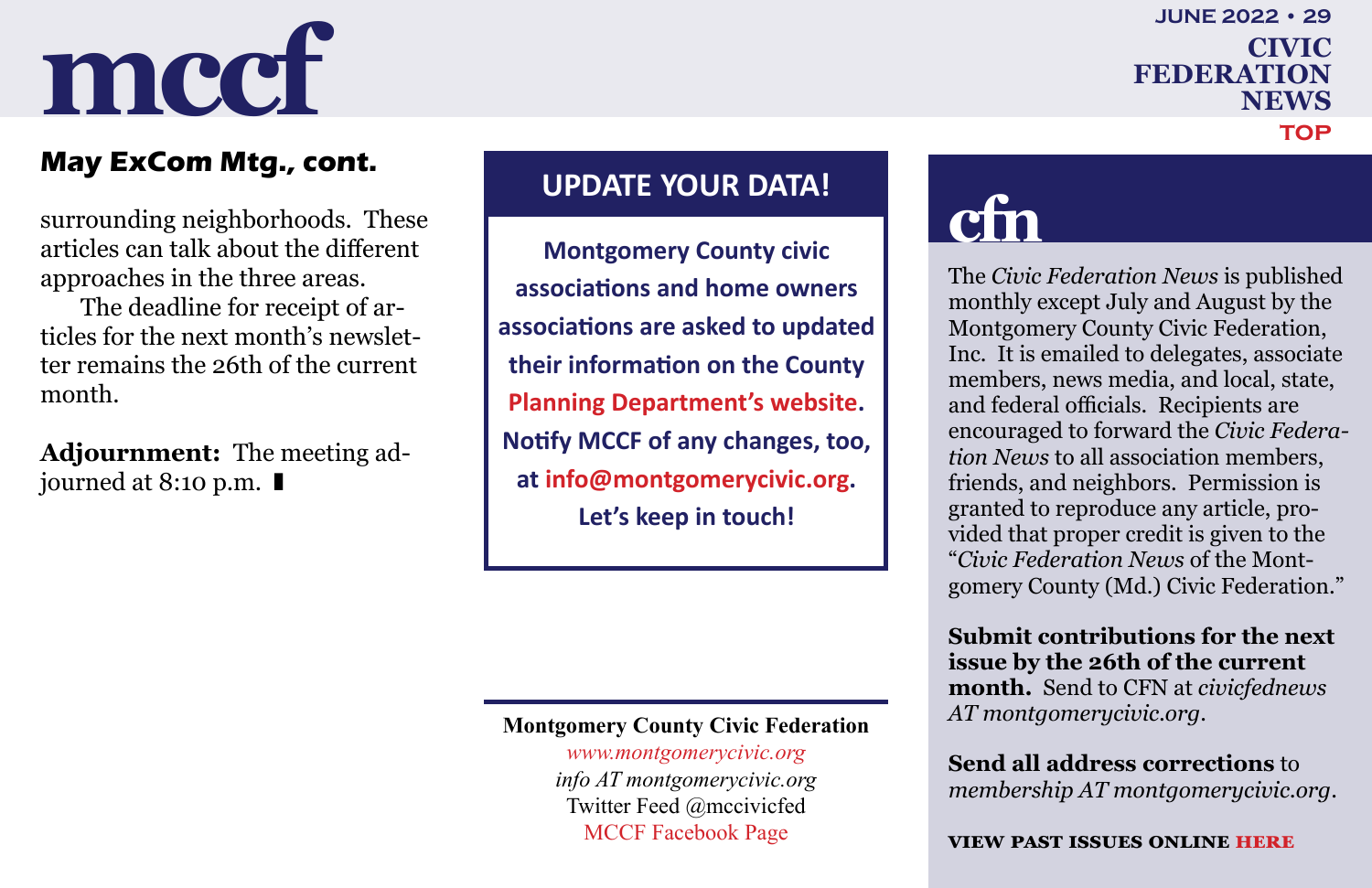## May ExCom Mtg., cont.

surrounding neighborhoods. These articles can talk about the different approaches in the three areas.

The deadline for receipt of articles for the next month's newsletter remains the 26th of the current month.

**Adjournment:** The meeting adjourned at 8:10 p.m. ▮

## UPDATE YOUR DATA!

**Montgomery County civic associations and home owners associations are asked to updated their information on the County Planning Department's website. Notify MCCF of any changes, too, at info@montgomerycivic.org. Let's keep in touch!**

**Montgomery County Civic Federation**
*www.montgomerycivic.org*
*info AT montgomerycivic.org*
Twitter Feed @mccivicfed
MCCF Facebook Page

## cfn

The *Civic Federation News* is published monthly except July and August by the Montgomery County Civic Federation, Inc. It is emailed to delegates, associate members, news media, and local, state, and federal officials. Recipients are encouraged to forward the *Civic Federation News* to all association members, friends, and neighbors. Permission is granted to reproduce any article, provided that proper credit is given to the "*Civic Federation News* of the Montgomery County (Md.) Civic Federation."

**Submit contributions for the next issue by the 26th of the current month.** Send to CFN at *civicfednews AT montgomerycivic.org*.

**Send all address corrections** to *membership AT montgomerycivic.org*.

**VIEW PAST ISSUES ONLINE HERE**